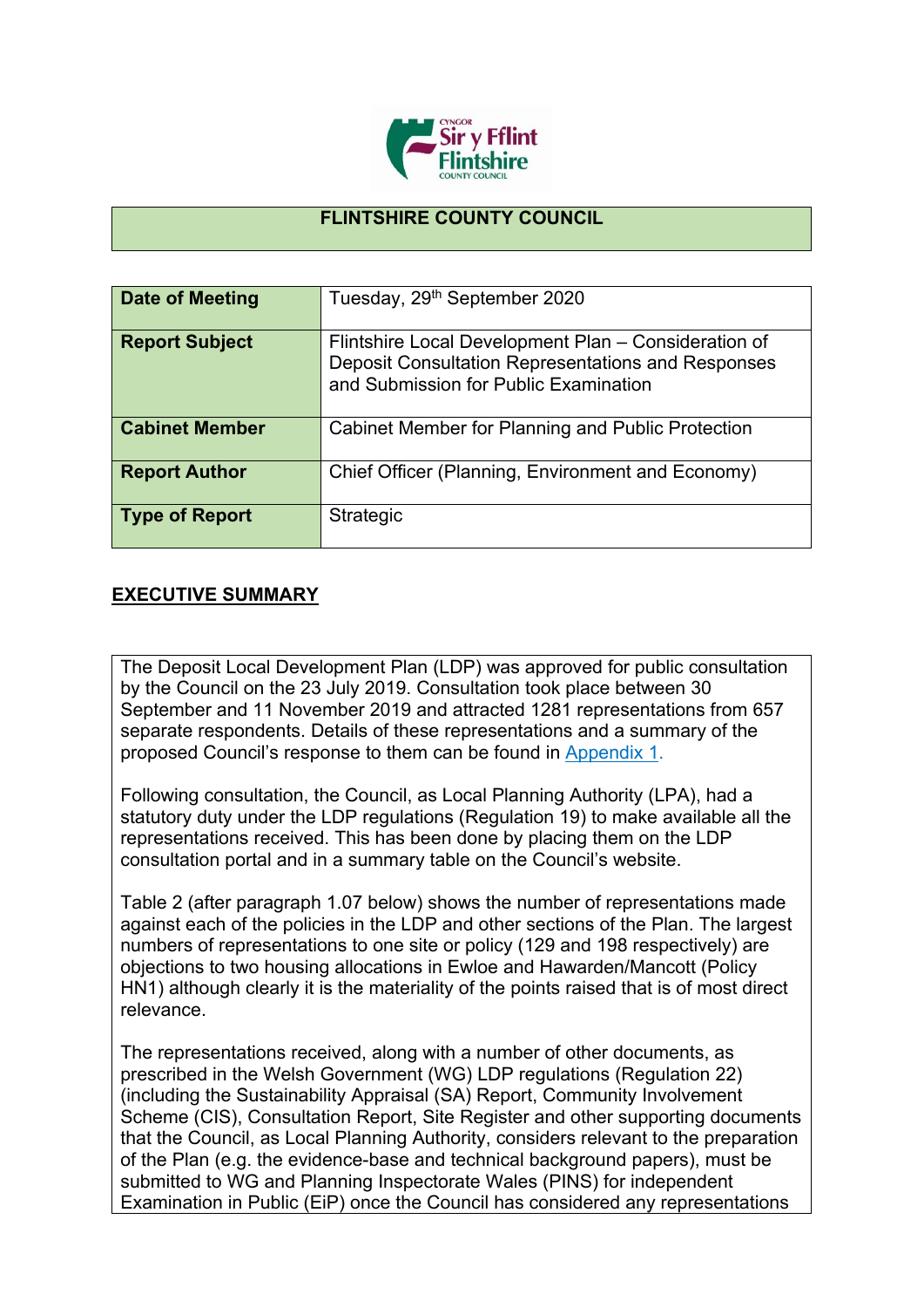## FLINTSHIRE COUNTY COUNCIL

| Date of Meeting | Tuesday, 29th September 2020 |
| --- | --- |
| Report Subject | Flintshire Local Development Plan – Consideration of Deposit Consultation Representations and Responses and Submission for Public Examination |
| Cabinet Member | Cabinet Member for Planning and Public Protection |
| Report Author | Chief Officer (Planning, Environment and Economy) |
| Type of Report | Strategic |

## EXECUTIVE SUMMARY

The Deposit Local Development Plan (LDP) was approved for public consultation by the Council on the 23 July 2019. Consultation took place between 30 September and 11 November 2019 and attracted 1281 representations from 657 separate respondents. Details of these representations and a summary of the proposed Council's response to them can be found in Appendix 1.

Following consultation, the Council, as Local Planning Authority (LPA), had a statutory duty under the LDP regulations (Regulation 19) to make available all the representations received. This has been done by placing them on the LDP consultation portal and in a summary table on the Council's website.

Table 2 (after paragraph 1.07 below) shows the number of representations made against each of the policies in the LDP and other sections of the Plan. The largest numbers of representations to one site or policy (129 and 198 respectively) are objections to two housing allocations in Ewloe and Hawarden/Mancott (Policy HN1) although clearly it is the materiality of the points raised that is of most direct relevance.

The representations received, along with a number of other documents, as prescribed in the Welsh Government (WG) LDP regulations (Regulation 22) (including the Sustainability Appraisal (SA) Report, Community Involvement Scheme (CIS), Consultation Report, Site Register and other supporting documents that the Council, as Local Planning Authority, considers relevant to the preparation of the Plan (e.g. the evidence-base and technical background papers), must be submitted to WG and Planning Inspectorate Wales (PINS) for independent Examination in Public (EiP) once the Council has considered any representations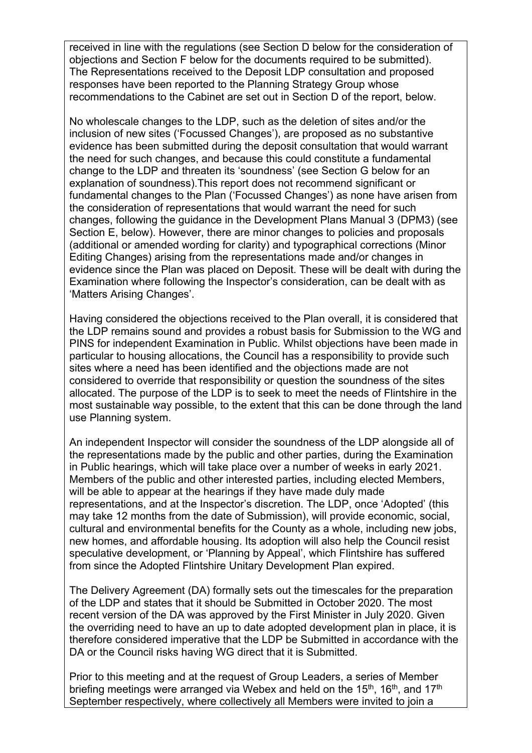received in line with the regulations (see Section D below for the consideration of objections and Section F below for the documents required to be submitted). The Representations received to the Deposit LDP consultation and proposed responses have been reported to the Planning Strategy Group whose recommendations to the Cabinet are set out in Section D of the report, below.

No wholescale changes to the LDP, such as the deletion of sites and/or the inclusion of new sites ('Focussed Changes'), are proposed as no substantive evidence has been submitted during the deposit consultation that would warrant the need for such changes, and because this could constitute a fundamental change to the LDP and threaten its 'soundness' (see Section G below for an explanation of soundness).This report does not recommend significant or fundamental changes to the Plan ('Focussed Changes') as none have arisen from the consideration of representations that would warrant the need for such changes, following the guidance in the Development Plans Manual 3 (DPM3) (see Section E, below). However, there are minor changes to policies and proposals (additional or amended wording for clarity) and typographical corrections (Minor Editing Changes) arising from the representations made and/or changes in evidence since the Plan was placed on Deposit. These will be dealt with during the Examination where following the Inspector's consideration, can be dealt with as 'Matters Arising Changes'.

Having considered the objections received to the Plan overall, it is considered that the LDP remains sound and provides a robust basis for Submission to the WG and PINS for independent Examination in Public. Whilst objections have been made in particular to housing allocations, the Council has a responsibility to provide such sites where a need has been identified and the objections made are not considered to override that responsibility or question the soundness of the sites allocated. The purpose of the LDP is to seek to meet the needs of Flintshire in the most sustainable way possible, to the extent that this can be done through the land use Planning system.

An independent Inspector will consider the soundness of the LDP alongside all of the representations made by the public and other parties, during the Examination in Public hearings, which will take place over a number of weeks in early 2021. Members of the public and other interested parties, including elected Members, will be able to appear at the hearings if they have made duly made representations, and at the Inspector's discretion. The LDP, once 'Adopted' (this may take 12 months from the date of Submission), will provide economic, social, cultural and environmental benefits for the County as a whole, including new jobs, new homes, and affordable housing. Its adoption will also help the Council resist speculative development, or 'Planning by Appeal', which Flintshire has suffered from since the Adopted Flintshire Unitary Development Plan expired.

The Delivery Agreement (DA) formally sets out the timescales for the preparation of the LDP and states that it should be Submitted in October 2020. The most recent version of the DA was approved by the First Minister in July 2020. Given the overriding need to have an up to date adopted development plan in place, it is therefore considered imperative that the LDP be Submitted in accordance with the DA or the Council risks having WG direct that it is Submitted.

Prior to this meeting and at the request of Group Leaders, a series of Member briefing meetings were arranged via Webex and held on the 15th, 16th, and 17th September respectively, where collectively all Members were invited to join a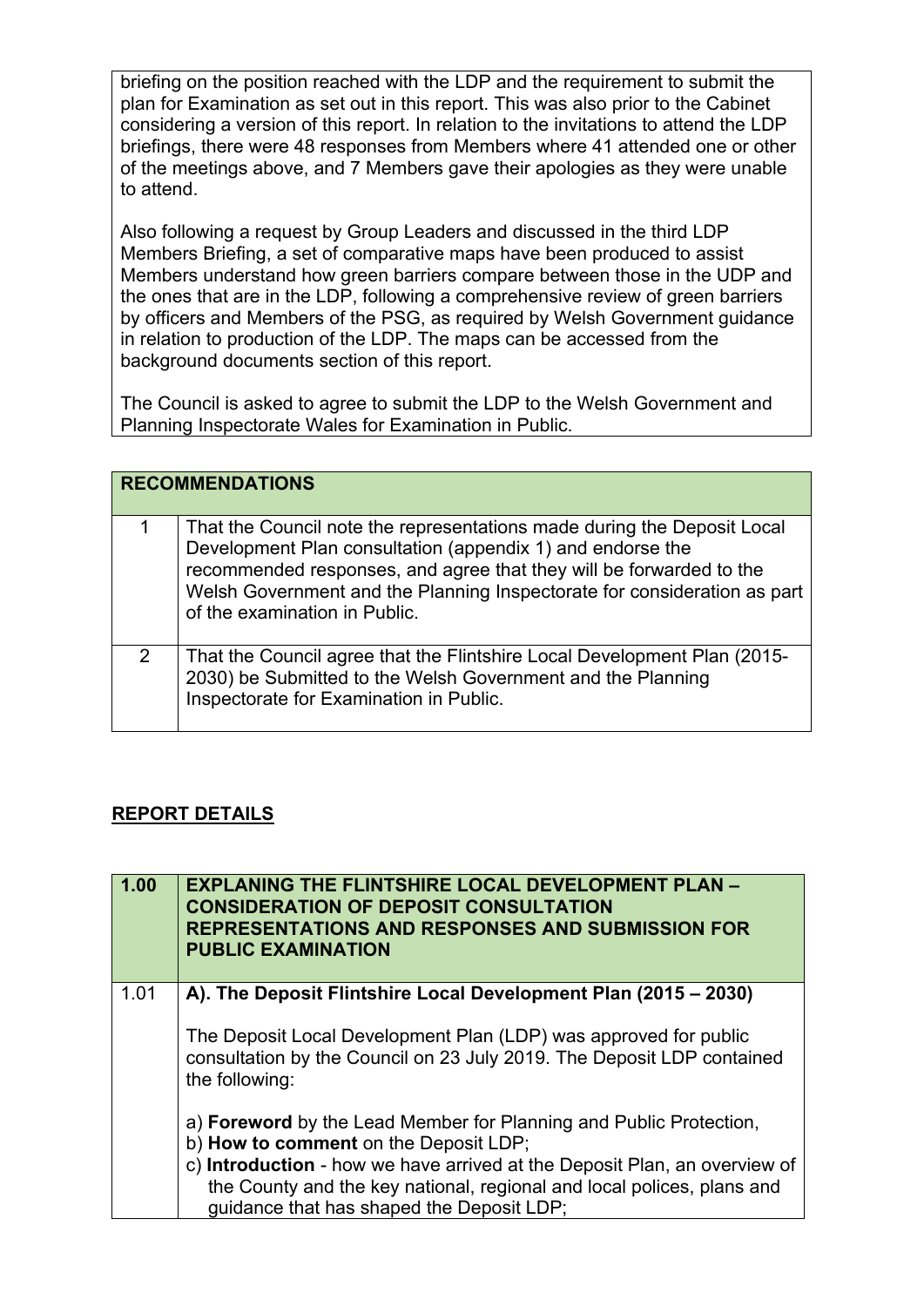briefing on the position reached with the LDP and the requirement to submit the plan for Examination as set out in this report. This was also prior to the Cabinet considering a version of this report. In relation to the invitations to attend the LDP briefings, there were 48 responses from Members where 41 attended one or other of the meetings above, and 7 Members gave their apologies as they were unable to attend.

Also following a request by Group Leaders and discussed in the third LDP Members Briefing, a set of comparative maps have been produced to assist Members understand how green barriers compare between those in the UDP and the ones that are in the LDP, following a comprehensive review of green barriers by officers and Members of the PSG, as required by Welsh Government guidance in relation to production of the LDP. The maps can be accessed from the background documents section of this report.

The Council is asked to agree to submit the LDP to the Welsh Government and Planning Inspectorate Wales for Examination in Public.

| RECOMMENDATIONS | |
|---|---|
| 1 | That the Council note the representations made during the Deposit Local Development Plan consultation (appendix 1) and endorse the recommended responses, and agree that they will be forwarded to the Welsh Government and the Planning Inspectorate for consideration as part of the examination in Public. |
| 2 | That the Council agree that the Flintshire Local Development Plan (2015-2030) be Submitted to the Welsh Government and the Planning Inspectorate for Examination in Public. |

## REPORT DETAILS

| 1.00 | **EXPLANING THE FLINTSHIRE LOCAL DEVELOPMENT PLAN – CONSIDERATION OF DEPOSIT CONSULTATION REPRESENTATIONS AND RESPONSES AND SUBMISSION FOR PUBLIC EXAMINATION** |
|---|---|
| 1.01 | **A). The Deposit Flintshire Local Development Plan (2015 – 2030)**<br><br>The Deposit Local Development Plan (LDP) was approved for public consultation by the Council on 23 July 2019. The Deposit LDP contained the following:<br><br>a) **Foreword** by the Lead Member for Planning and Public Protection,<br>b) **How to comment** on the Deposit LDP;<br>c) **Introduction** - how we have arrived at the Deposit Plan, an overview of the County and the key national, regional and local polices, plans and guidance that has shaped the Deposit LDP; |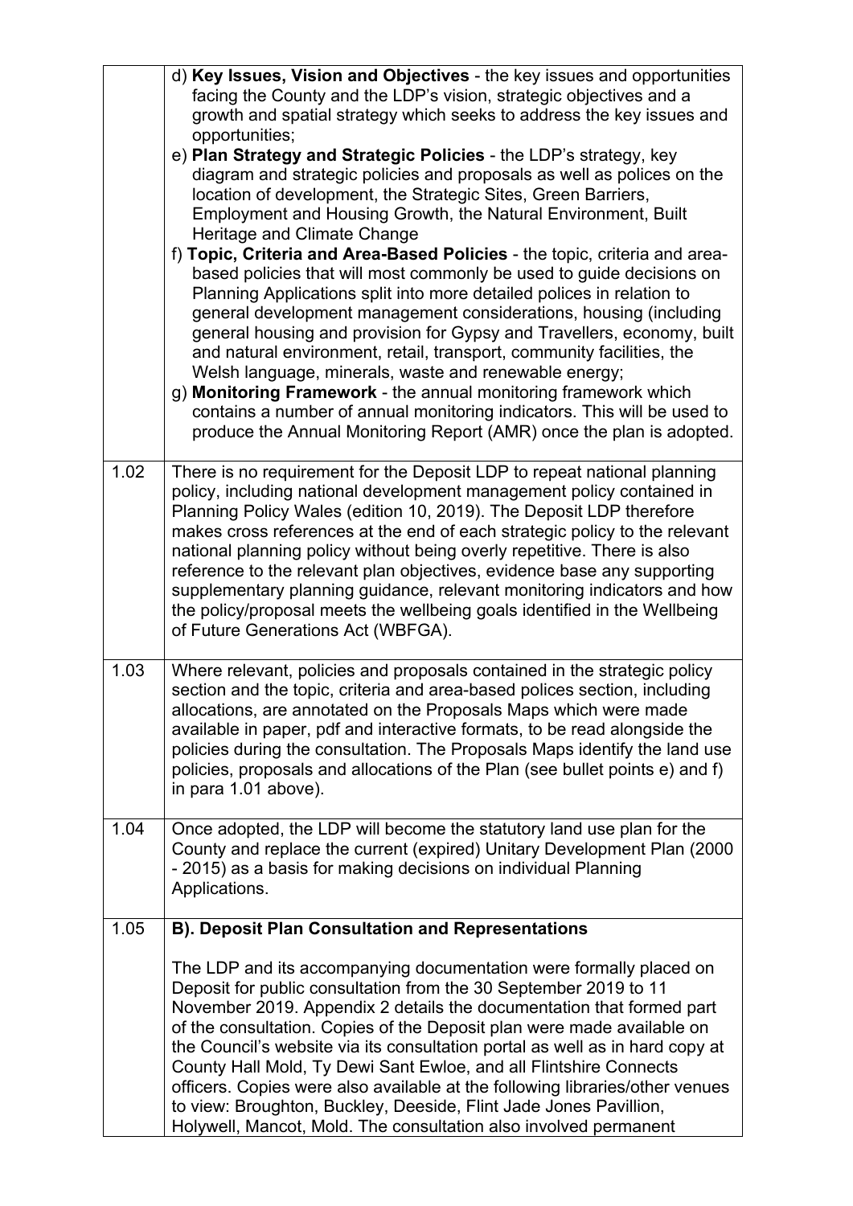| | |
|---|---|
| | d) **Key Issues, Vision and Objectives** - the key issues and opportunities facing the County and the LDP's vision, strategic objectives and a growth and spatial strategy which seeks to address the key issues and opportunities;<br>e) **Plan Strategy and Strategic Policies** - the LDP's strategy, key diagram and strategic policies and proposals as well as polices on the location of development, the Strategic Sites, Green Barriers, Employment and Housing Growth, the Natural Environment, Built Heritage and Climate Change<br>f) **Topic, Criteria and Area-Based Policies** - the topic, criteria and area-based policies that will most commonly be used to guide decisions on Planning Applications split into more detailed polices in relation to general development management considerations, housing (including general housing and provision for Gypsy and Travellers, economy, built and natural environment, retail, transport, community facilities, the Welsh language, minerals, waste and renewable energy;<br>g) **Monitoring Framework** - the annual monitoring framework which contains a number of annual monitoring indicators. This will be used to produce the Annual Monitoring Report (AMR) once the plan is adopted. |
| 1.02 | There is no requirement for the Deposit LDP to repeat national planning policy, including national development management policy contained in Planning Policy Wales (edition 10, 2019). The Deposit LDP therefore makes cross references at the end of each strategic policy to the relevant national planning policy without being overly repetitive. There is also reference to the relevant plan objectives, evidence base any supporting supplementary planning guidance, relevant monitoring indicators and how the policy/proposal meets the wellbeing goals identified in the Wellbeing of Future Generations Act (WBFGA). |
| 1.03 | Where relevant, policies and proposals contained in the strategic policy section and the topic, criteria and area-based polices section, including allocations, are annotated on the Proposals Maps which were made available in paper, pdf and interactive formats, to be read alongside the policies during the consultation. The Proposals Maps identify the land use policies, proposals and allocations of the Plan (see bullet points e) and f) in para 1.01 above). |
| 1.04 | Once adopted, the LDP will become the statutory land use plan for the County and replace the current (expired) Unitary Development Plan (2000 - 2015) as a basis for making decisions on individual Planning Applications. |
| 1.05 | **B). Deposit Plan Consultation and Representations**<br><br>The LDP and its accompanying documentation were formally placed on Deposit for public consultation from the 30 September 2019 to 11 November 2019. Appendix 2 details the documentation that formed part of the consultation. Copies of the Deposit plan were made available on the Council's website via its consultation portal as well as in hard copy at County Hall Mold, Ty Dewi Sant Ewloe, and all Flintshire Connects officers. Copies were also available at the following libraries/other venues to view: Broughton, Buckley, Deeside, Flint Jade Jones Pavillion, Holywell, Mancot, Mold. The consultation also involved permanent |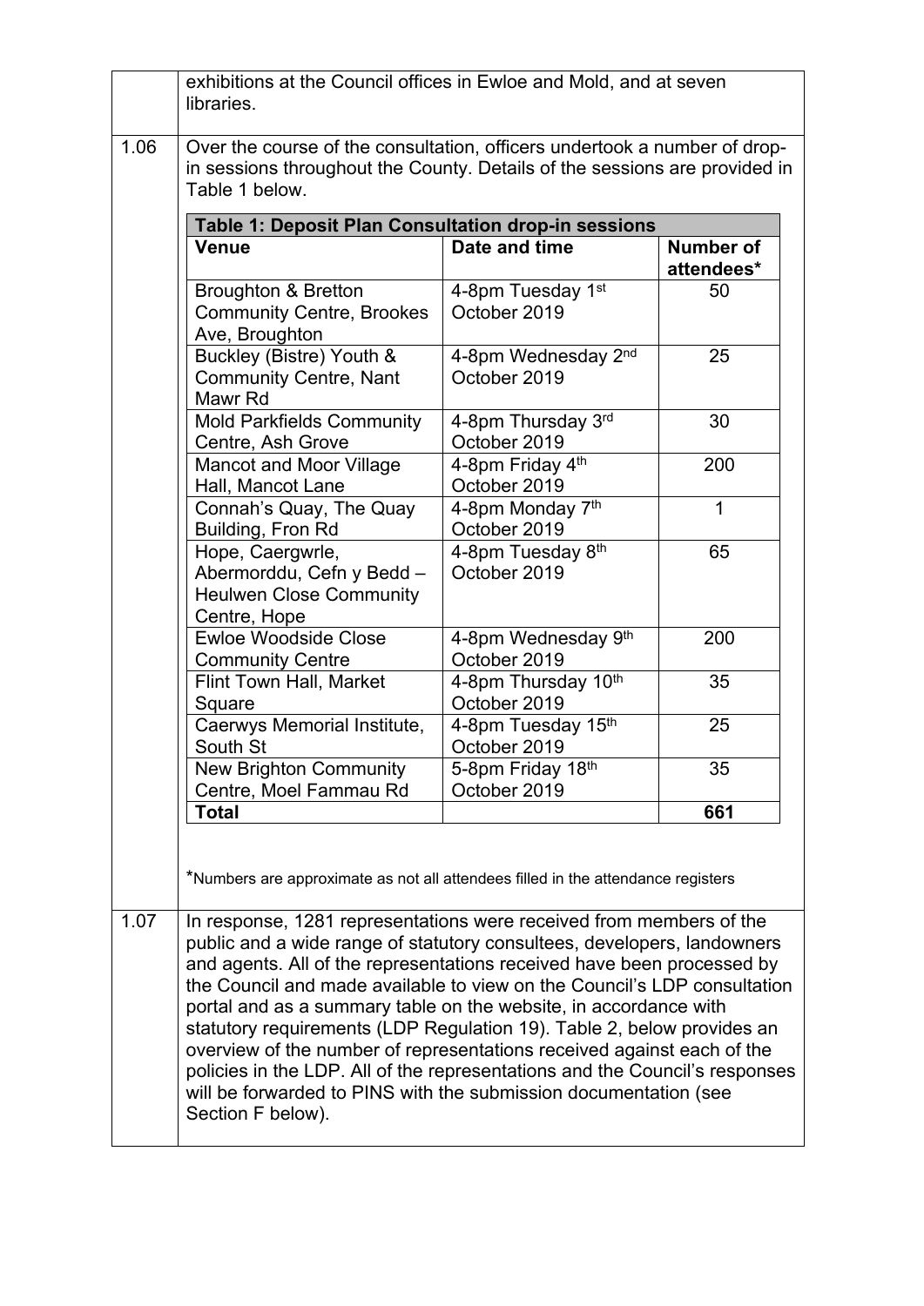exhibitions at the Council offices in Ewloe and Mold, and at seven libraries.

1.06 Over the course of the consultation, officers undertook a number of drop-in sessions throughout the County. Details of the sessions are provided in Table 1 below.

| **Table 1: Deposit Plan Consultation drop-in sessions** | | |
|---|---|---|
| **Venue** | **Date and time** | **Number of attendees*** |
| Broughton & Bretton Community Centre, Brookes Ave, Broughton | 4-8pm Tuesday 1st October 2019 | 50 |
| Buckley (Bistre) Youth & Community Centre, Nant Mawr Rd | 4-8pm Wednesday 2nd October 2019 | 25 |
| Mold Parkfields Community Centre, Ash Grove | 4-8pm Thursday 3rd October 2019 | 30 |
| Mancot and Moor Village Hall, Mancot Lane | 4-8pm Friday 4th October 2019 | 200 |
| Connah's Quay, The Quay Building, Fron Rd | 4-8pm Monday 7th October 2019 | 1 |
| Hope, Caergwrle, Abermorddu, Cefn y Bedd – Heulwen Close Community Centre, Hope | 4-8pm Tuesday 8th October 2019 | 65 |
| Ewloe Woodside Close Community Centre | 4-8pm Wednesday 9th October 2019 | 200 |
| Flint Town Hall, Market Square | 4-8pm Thursday 10th October 2019 | 35 |
| Caerwys Memorial Institute, South St | 4-8pm Tuesday 15th October 2019 | 25 |
| New Brighton Community Centre, Moel Fammau Rd | 5-8pm Friday 18th October 2019 | 35 |
| **Total** | | **661** |

*Numbers are approximate as not all attendees filled in the attendance registers

1.07 In response, 1281 representations were received from members of the public and a wide range of statutory consultees, developers, landowners and agents. All of the representations received have been processed by the Council and made available to view on the Council's LDP consultation portal and as a summary table on the website, in accordance with statutory requirements (LDP Regulation 19). Table 2, below provides an overview of the number of representations received against each of the policies in the LDP. All of the representations and the Council's responses will be forwarded to PINS with the submission documentation (see Section F below).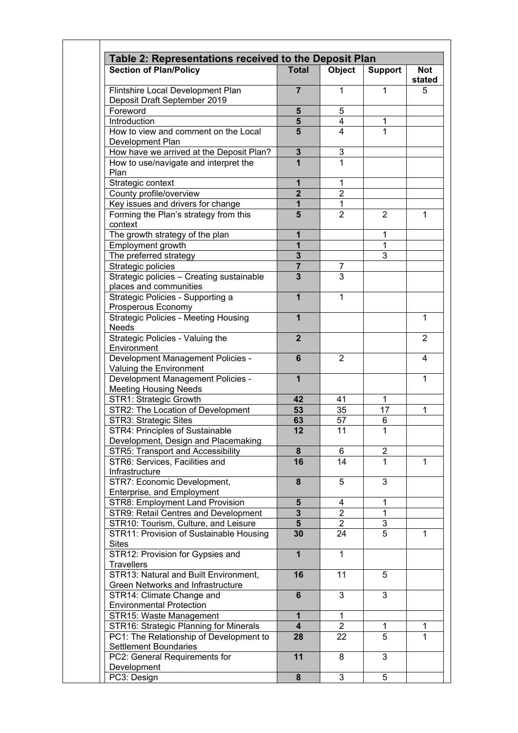| Table 2: Representations received to the Deposit Plan | | | | |
|---|---|---|---|---|
| **Section of Plan/Policy** | **Total** | **Object** | **Support** | **Not stated** |
| Flintshire Local Development Plan Deposit Draft September 2019 | **7** | 1 | 1 | 5 |
| Foreword | **5** | 5 | | |
| Introduction | **5** | 4 | 1 | |
| How to view and comment on the Local Development Plan | **5** | 4 | 1 | |
| How have we arrived at the Deposit Plan? | **3** | 3 | | |
| How to use/navigate and interpret the Plan | **1** | 1 | | |
| Strategic context | **1** | 1 | | |
| County profile/overview | **2** | 2 | | |
| Key issues and drivers for change | **1** | 1 | | |
| Forming the Plan's strategy from this context | **5** | 2 | 2 | 1 |
| The growth strategy of the plan | **1** | | 1 | |
| Employment growth | **1** | | 1 | |
| The preferred strategy | **3** | | 3 | |
| Strategic policies | **7** | 7 | | |
| Strategic policies – Creating sustainable places and communities | **3** | 3 | | |
| Strategic Policies - Supporting a Prosperous Economy | **1** | 1 | | |
| Strategic Policies - Meeting Housing Needs | **1** | | | 1 |
| Strategic Policies - Valuing the Environment | **2** | | | 2 |
| Development Management Policies - Valuing the Environment | **6** | 2 | | 4 |
| Development Management Policies - Meeting Housing Needs | **1** | | | 1 |
| STR1: Strategic Growth | **42** | 41 | 1 | |
| STR2: The Location of Development | **53** | 35 | 17 | 1 |
| STR3: Strategic Sites | **63** | 57 | 6 | |
| STR4: Principles of Sustainable Development, Design and Placemaking | **12** | 11 | 1 | |
| STR5: Transport and Accessibility | **8** | 6 | 2 | |
| STR6: Services, Facilities and Infrastructure | **16** | 14 | 1 | 1 |
| STR7: Economic Development, Enterprise, and Employment | **8** | 5 | 3 | |
| STR8: Employment Land Provision | **5** | 4 | 1 | |
| STR9: Retail Centres and Development | **3** | 2 | 1 | |
| STR10: Tourism, Culture, and Leisure | **5** | 2 | 3 | |
| STR11: Provision of Sustainable Housing Sites | **30** | 24 | 5 | 1 |
| STR12: Provision for Gypsies and Travellers | **1** | 1 | | |
| STR13: Natural and Built Environment, Green Networks and Infrastructure | **16** | 11 | 5 | |
| STR14: Climate Change and Environmental Protection | **6** | 3 | 3 | |
| STR15: Waste Management | **1** | 1 | | |
| STR16: Strategic Planning for Minerals | **4** | 2 | 1 | 1 |
| PC1: The Relationship of Development to Settlement Boundaries | **28** | 22 | 5 | 1 |
| PC2: General Requirements for Development | **11** | 8 | 3 | |
| PC3: Design | **8** | 3 | 5 | |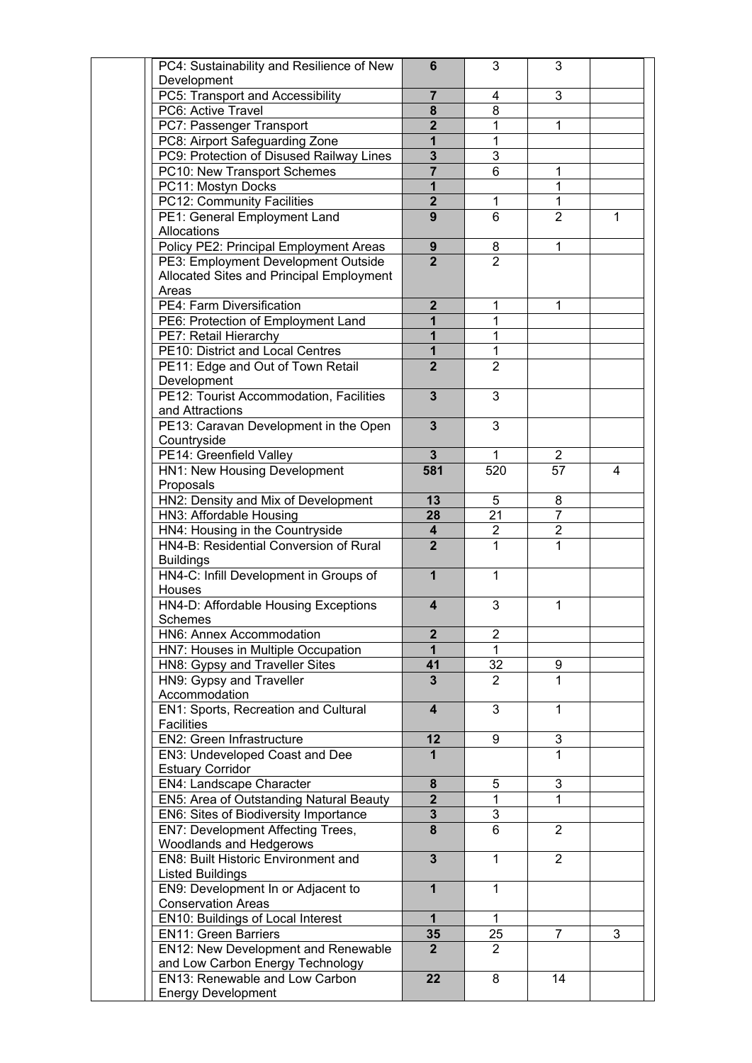| | | | | | |
|---|---|---|---|---|---|
| | PC4: Sustainability and Resilience of New Development | **6** | 3 | 3 | |
| | PC5: Transport and Accessibility | **7** | 4 | 3 | |
| | PC6: Active Travel | **8** | 8 | | |
| | PC7: Passenger Transport | **2** | 1 | 1 | |
| | PC8: Airport Safeguarding Zone | **1** | 1 | | |
| | PC9: Protection of Disused Railway Lines | **3** | 3 | | |
| | PC10: New Transport Schemes | **7** | 6 | 1 | |
| | PC11: Mostyn Docks | **1** | | 1 | |
| | PC12: Community Facilities | **2** | 1 | 1 | |
| | PE1: General Employment Land Allocations | **9** | 6 | 2 | 1 |
| | Policy PE2: Principal Employment Areas | **9** | 8 | 1 | |
| | PE3: Employment Development Outside Allocated Sites and Principal Employment Areas | **2** | 2 | | |
| | PE4: Farm Diversification | **2** | 1 | 1 | |
| | PE6: Protection of Employment Land | **1** | 1 | | |
| | PE7: Retail Hierarchy | **1** | 1 | | |
| | PE10: District and Local Centres | **1** | 1 | | |
| | PE11: Edge and Out of Town Retail Development | **2** | 2 | | |
| | PE12: Tourist Accommodation, Facilities and Attractions | **3** | 3 | | |
| | PE13: Caravan Development in the Open Countryside | **3** | 3 | | |
| | PE14: Greenfield Valley | **3** | 1 | 2 | |
| | HN1: New Housing Development Proposals | **581** | 520 | 57 | 4 |
| | HN2: Density and Mix of Development | **13** | 5 | 8 | |
| | HN3: Affordable Housing | **28** | 21 | 7 | |
| | HN4: Housing in the Countryside | **4** | 2 | 2 | |
| | HN4-B: Residential Conversion of Rural Buildings | **2** | 1 | 1 | |
| | HN4-C: Infill Development in Groups of Houses | **1** | 1 | | |
| | HN4-D: Affordable Housing Exceptions Schemes | **4** | 3 | 1 | |
| | HN6: Annex Accommodation | **2** | 2 | | |
| | HN7: Houses in Multiple Occupation | **1** | 1 | | |
| | HN8: Gypsy and Traveller Sites | **41** | 32 | 9 | |
| | HN9: Gypsy and Traveller Accommodation | **3** | 2 | 1 | |
| | EN1: Sports, Recreation and Cultural Facilities | **4** | 3 | 1 | |
| | EN2: Green Infrastructure | **12** | 9 | 3 | |
| | EN3: Undeveloped Coast and Dee Estuary Corridor | **1** | | 1 | |
| | EN4: Landscape Character | **8** | 5 | 3 | |
| | EN5: Area of Outstanding Natural Beauty | **2** | 1 | 1 | |
| | EN6: Sites of Biodiversity Importance | **3** | 3 | | |
| | EN7: Development Affecting Trees, Woodlands and Hedgerows | **8** | 6 | 2 | |
| | EN8: Built Historic Environment and Listed Buildings | **3** | 1 | 2 | |
| | EN9: Development In or Adjacent to Conservation Areas | **1** | 1 | | |
| | EN10: Buildings of Local Interest | **1** | 1 | | |
| | EN11: Green Barriers | **35** | 25 | 7 | 3 |
| | EN12: New Development and Renewable and Low Carbon Energy Technology | **2** | 2 | | |
| | EN13: Renewable and Low Carbon Energy Development | **22** | 8 | 14 | |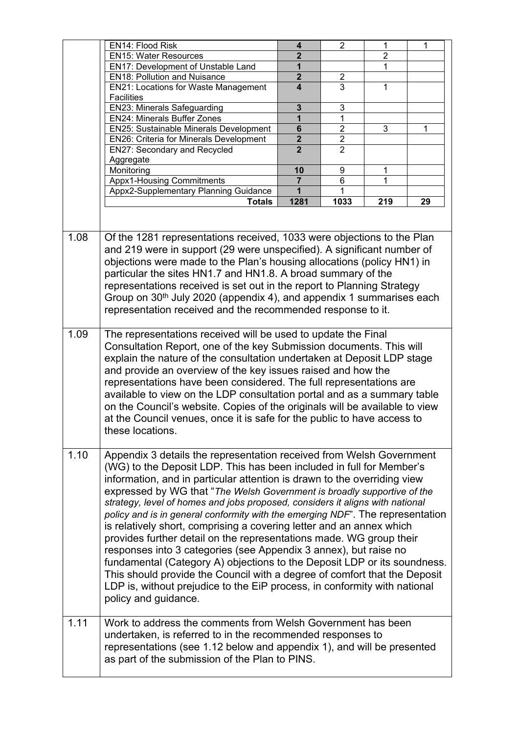| | | | | |
|---|---|---|---|---|
| EN14: Flood Risk | **4** | 2 | 1 | 1 |
| EN15: Water Resources | **2** | | 2 | |
| EN17: Development of Unstable Land | **1** | | 1 | |
| EN18: Pollution and Nuisance | **2** | 2 | | |
| EN21: Locations for Waste Management Facilities | **4** | 3 | 1 | |
| EN23: Minerals Safeguarding | **3** | 3 | | |
| EN24: Minerals Buffer Zones | **1** | 1 | | |
| EN25: Sustainable Minerals Development | **6** | 2 | 3 | 1 |
| EN26: Criteria for Minerals Development | **2** | 2 | | |
| EN27: Secondary and Recycled Aggregate | **2** | 2 | | |
| Monitoring | **10** | 9 | 1 | |
| Appx1-Housing Commitments | **7** | 6 | 1 | |
| Appx2-Supplementary Planning Guidance | **1** | 1 | | |
| **Totals** | **1281** | **1033** | **219** | **29** |

1.08 Of the 1281 representations received, 1033 were objections to the Plan and 219 were in support (29 were unspecified). A significant number of objections were made to the Plan's housing allocations (policy HN1) in particular the sites HN1.7 and HN1.8. A broad summary of the representations received is set out in the report to Planning Strategy Group on 30th July 2020 (appendix 4), and appendix 1 summarises each representation received and the recommended response to it.

1.09 The representations received will be used to update the Final Consultation Report, one of the key Submission documents. This will explain the nature of the consultation undertaken at Deposit LDP stage and provide an overview of the key issues raised and how the representations have been considered. The full representations are available to view on the LDP consultation portal and as a summary table on the Council's website. Copies of the originals will be available to view at the Council venues, once it is safe for the public to have access to these locations.

1.10 Appendix 3 details the representation received from Welsh Government (WG) to the Deposit LDP. This has been included in full for Member's information, and in particular attention is drawn to the overriding view expressed by WG that "*The Welsh Government is broadly supportive of the strategy, level of homes and jobs proposed, considers it aligns with national policy and is in general conformity with the emerging NDF*". The representation is relatively short, comprising a covering letter and an annex which provides further detail on the representations made. WG group their responses into 3 categories (see Appendix 3 annex), but raise no fundamental (Category A) objections to the Deposit LDP or its soundness. This should provide the Council with a degree of comfort that the Deposit LDP is, without prejudice to the EiP process, in conformity with national policy and guidance.

1.11 Work to address the comments from Welsh Government has been undertaken, is referred to in the recommended responses to representations (see 1.12 below and appendix 1), and will be presented as part of the submission of the Plan to PINS.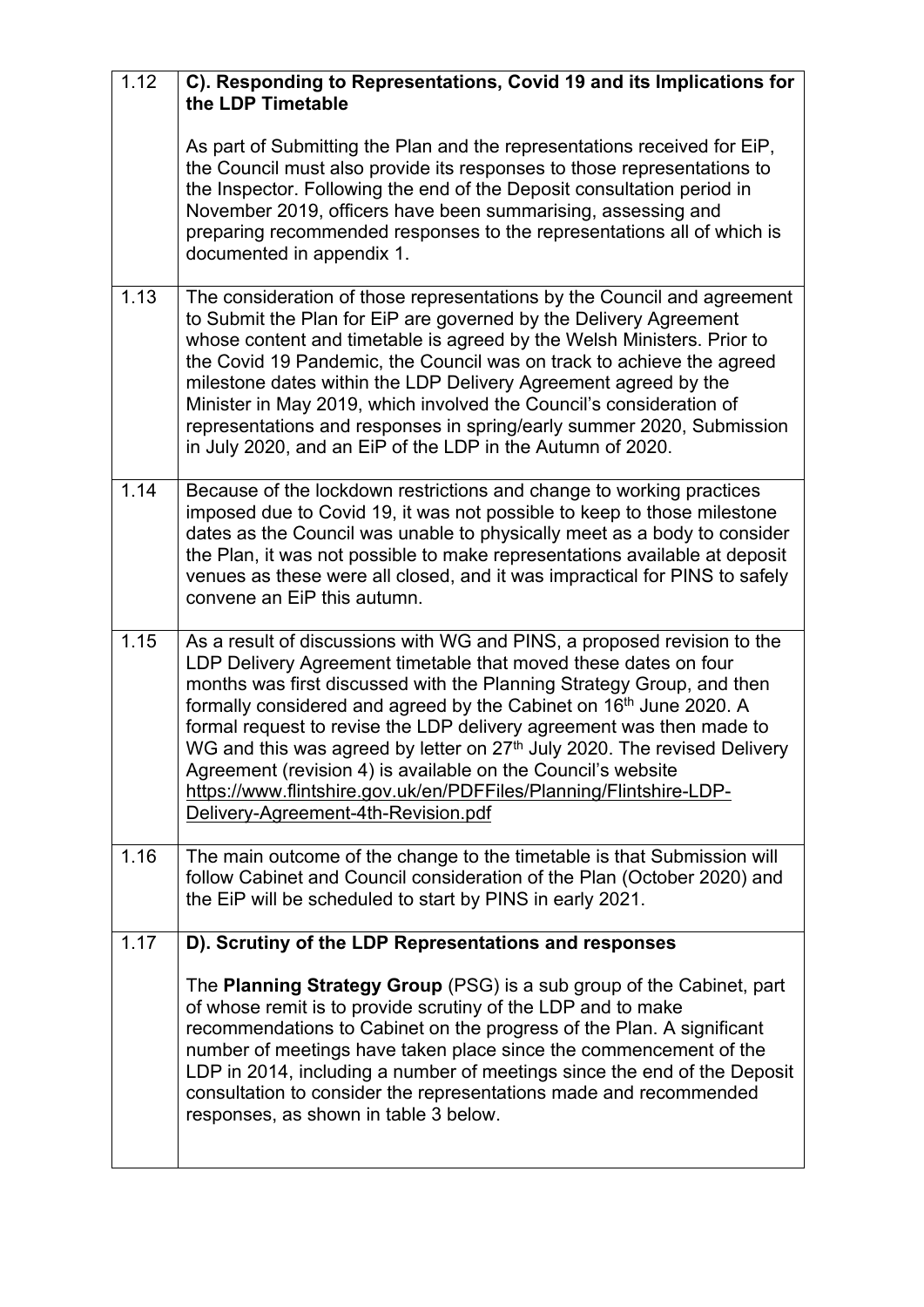| | |
|---|---|
| 1.12 | **C). Responding to Representations, Covid 19 and its Implications for the LDP Timetable**<br><br>As part of Submitting the Plan and the representations received for EiP, the Council must also provide its responses to those representations to the Inspector. Following the end of the Deposit consultation period in November 2019, officers have been summarising, assessing and preparing recommended responses to the representations all of which is documented in appendix 1. |
| 1.13 | The consideration of those representations by the Council and agreement to Submit the Plan for EiP are governed by the Delivery Agreement whose content and timetable is agreed by the Welsh Ministers. Prior to the Covid 19 Pandemic, the Council was on track to achieve the agreed milestone dates within the LDP Delivery Agreement agreed by the Minister in May 2019, which involved the Council's consideration of representations and responses in spring/early summer 2020, Submission in July 2020, and an EiP of the LDP in the Autumn of 2020. |
| 1.14 | Because of the lockdown restrictions and change to working practices imposed due to Covid 19, it was not possible to keep to those milestone dates as the Council was unable to physically meet as a body to consider the Plan, it was not possible to make representations available at deposit venues as these were all closed, and it was impractical for PINS to safely convene an EiP this autumn. |
| 1.15 | As a result of discussions with WG and PINS, a proposed revision to the LDP Delivery Agreement timetable that moved these dates on four months was first discussed with the Planning Strategy Group, and then formally considered and agreed by the Cabinet on 16th June 2020. A formal request to revise the LDP delivery agreement was then made to WG and this was agreed by letter on 27th July 2020. The revised Delivery Agreement (revision 4) is available on the Council's website https://www.flintshire.gov.uk/en/PDFFiles/Planning/Flintshire-LDP-Delivery-Agreement-4th-Revision.pdf |
| 1.16 | The main outcome of the change to the timetable is that Submission will follow Cabinet and Council consideration of the Plan (October 2020) and the EiP will be scheduled to start by PINS in early 2021. |
| 1.17 | **D). Scrutiny of the LDP Representations and responses**<br><br>The **Planning Strategy Group** (PSG) is a sub group of the Cabinet, part of whose remit is to provide scrutiny of the LDP and to make recommendations to Cabinet on the progress of the Plan. A significant number of meetings have taken place since the commencement of the LDP in 2014, including a number of meetings since the end of the Deposit consultation to consider the representations made and recommended responses, as shown in table 3 below. |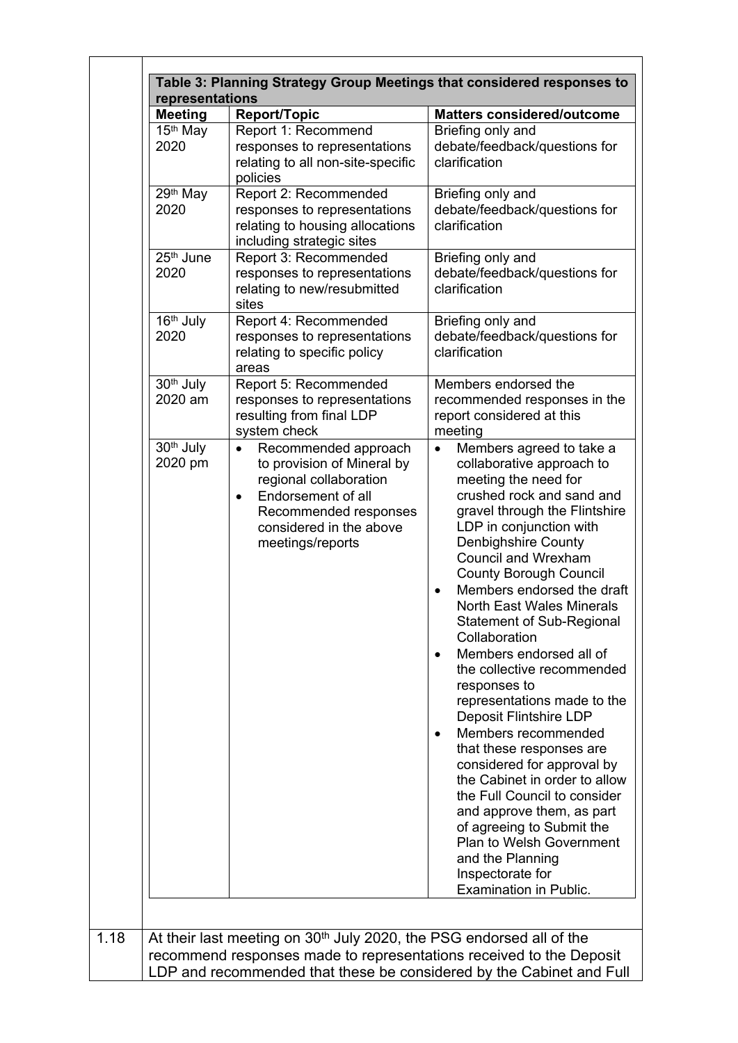**Table 3: Planning Strategy Group Meetings that considered responses to representations**

| Meeting | Report/Topic | Matters considered/outcome |
|---|---|---|
| 15th May 2020 | Report 1: Recommend responses to representations relating to all non-site-specific policies | Briefing only and debate/feedback/questions for clarification |
| 29th May 2020 | Report 2: Recommended responses to representations relating to housing allocations including strategic sites | Briefing only and debate/feedback/questions for clarification |
| 25th June 2020 | Report 3: Recommended responses to representations relating to new/resubmitted sites | Briefing only and debate/feedback/questions for clarification |
| 16th July 2020 | Report 4: Recommended responses to representations relating to specific policy areas | Briefing only and debate/feedback/questions for clarification |
| 30th July 2020 am | Report 5: Recommended responses to representations resulting from final LDP system check | Members endorsed the recommended responses in the report considered at this meeting |
| 30th July 2020 pm | • Recommended approach to provision of Mineral by regional collaboration<br>• Endorsement of all Recommended responses considered in the above meetings/reports | • Members agreed to take a collaborative approach to meeting the need for crushed rock and sand and gravel through the Flintshire LDP in conjunction with Denbighshire County Council and Wrexham County Borough Council<br>• Members endorsed the draft North East Wales Minerals Statement of Sub-Regional Collaboration<br>• Members endorsed all of the collective recommended responses to representations made to the Deposit Flintshire LDP<br>• Members recommended that these responses are considered for approval by the Cabinet in order to allow the Full Council to consider and approve them, as part of agreeing to Submit the Plan to Welsh Government and the Planning Inspectorate for Examination in Public. |

1.18 At their last meeting on 30th July 2020, the PSG endorsed all of the recommend responses made to representations received to the Deposit LDP and recommended that these be considered by the Cabinet and Full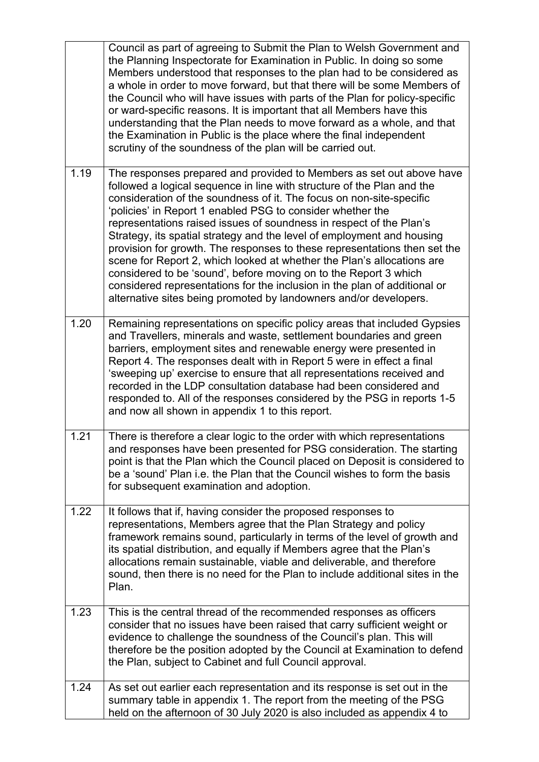| | |
|---|---|
| | Council as part of agreeing to Submit the Plan to Welsh Government and the Planning Inspectorate for Examination in Public. In doing so some Members understood that responses to the plan had to be considered as a whole in order to move forward, but that there will be some Members of the Council who will have issues with parts of the Plan for policy-specific or ward-specific reasons. It is important that all Members have this understanding that the Plan needs to move forward as a whole, and that the Examination in Public is the place where the final independent scrutiny of the soundness of the plan will be carried out. |
| 1.19 | The responses prepared and provided to Members as set out above have followed a logical sequence in line with structure of the Plan and the consideration of the soundness of it. The focus on non-site-specific 'policies' in Report 1 enabled PSG to consider whether the representations raised issues of soundness in respect of the Plan's Strategy, its spatial strategy and the level of employment and housing provision for growth. The responses to these representations then set the scene for Report 2, which looked at whether the Plan's allocations are considered to be 'sound', before moving on to the Report 3 which considered representations for the inclusion in the plan of additional or alternative sites being promoted by landowners and/or developers. |
| 1.20 | Remaining representations on specific policy areas that included Gypsies and Travellers, minerals and waste, settlement boundaries and green barriers, employment sites and renewable energy were presented in Report 4. The responses dealt with in Report 5 were in effect a final 'sweeping up' exercise to ensure that all representations received and recorded in the LDP consultation database had been considered and responded to. All of the responses considered by the PSG in reports 1-5 and now all shown in appendix 1 to this report. |
| 1.21 | There is therefore a clear logic to the order with which representations and responses have been presented for PSG consideration. The starting point is that the Plan which the Council placed on Deposit is considered to be a 'sound' Plan i.e. the Plan that the Council wishes to form the basis for subsequent examination and adoption. |
| 1.22 | It follows that if, having consider the proposed responses to representations, Members agree that the Plan Strategy and policy framework remains sound, particularly in terms of the level of growth and its spatial distribution, and equally if Members agree that the Plan's allocations remain sustainable, viable and deliverable, and therefore sound, then there is no need for the Plan to include additional sites in the Plan. |
| 1.23 | This is the central thread of the recommended responses as officers consider that no issues have been raised that carry sufficient weight or evidence to challenge the soundness of the Council's plan. This will therefore be the position adopted by the Council at Examination to defend the Plan, subject to Cabinet and full Council approval. |
| 1.24 | As set out earlier each representation and its response is set out in the summary table in appendix 1. The report from the meeting of the PSG held on the afternoon of 30 July 2020 is also included as appendix 4 to |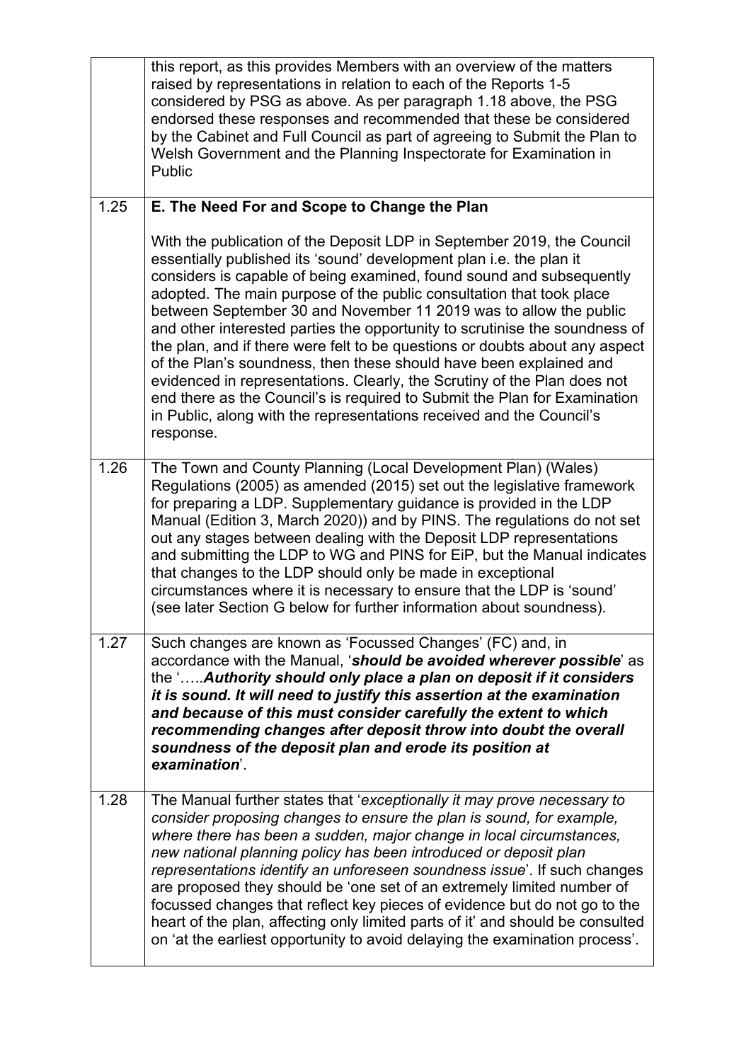| | |
|---|---|
| | this report, as this provides Members with an overview of the matters raised by representations in relation to each of the Reports 1-5 considered by PSG as above. As per paragraph 1.18 above, the PSG endorsed these responses and recommended that these be considered by the Cabinet and Full Council as part of agreeing to Submit the Plan to Welsh Government and the Planning Inspectorate for Examination in Public |
| 1.25 | **E. The Need For and Scope to Change the Plan**<br><br>With the publication of the Deposit LDP in September 2019, the Council essentially published its 'sound' development plan i.e. the plan it considers is capable of being examined, found sound and subsequently adopted. The main purpose of the public consultation that took place between September 30 and November 11 2019 was to allow the public and other interested parties the opportunity to scrutinise the soundness of the plan, and if there were felt to be questions or doubts about any aspect of the Plan's soundness, then these should have been explained and evidenced in representations. Clearly, the Scrutiny of the Plan does not end there as the Council's is required to Submit the Plan for Examination in Public, along with the representations received and the Council's response. |
| 1.26 | The Town and County Planning (Local Development Plan) (Wales) Regulations (2005) as amended (2015) set out the legislative framework for preparing a LDP. Supplementary guidance is provided in the LDP Manual (Edition 3, March 2020)) and by PINS. The regulations do not set out any stages between dealing with the Deposit LDP representations and submitting the LDP to WG and PINS for EiP, but the Manual indicates that changes to the LDP should only be made in exceptional circumstances where it is necessary to ensure that the LDP is 'sound' (see later Section G below for further information about soundness). |
| 1.27 | Such changes are known as 'Focussed Changes' (FC) and, in accordance with the Manual, '***should be avoided wherever possible***' as the '…..***Authority should only place a plan on deposit if it considers it is sound. It will need to justify this assertion at the examination and because of this must consider carefully the extent to which recommending changes after deposit throw into doubt the overall soundness of the deposit plan and erode its position at examination***'. |
| 1.28 | The Manual further states that '*exceptionally it may prove necessary to consider proposing changes to ensure the plan is sound, for example, where there has been a sudden, major change in local circumstances, new national planning policy has been introduced or deposit plan representations identify an unforeseen soundness issue*'. If such changes are proposed they should be 'one set of an extremely limited number of focussed changes that reflect key pieces of evidence but do not go to the heart of the plan, affecting only limited parts of it' and should be consulted on 'at the earliest opportunity to avoid delaying the examination process'. |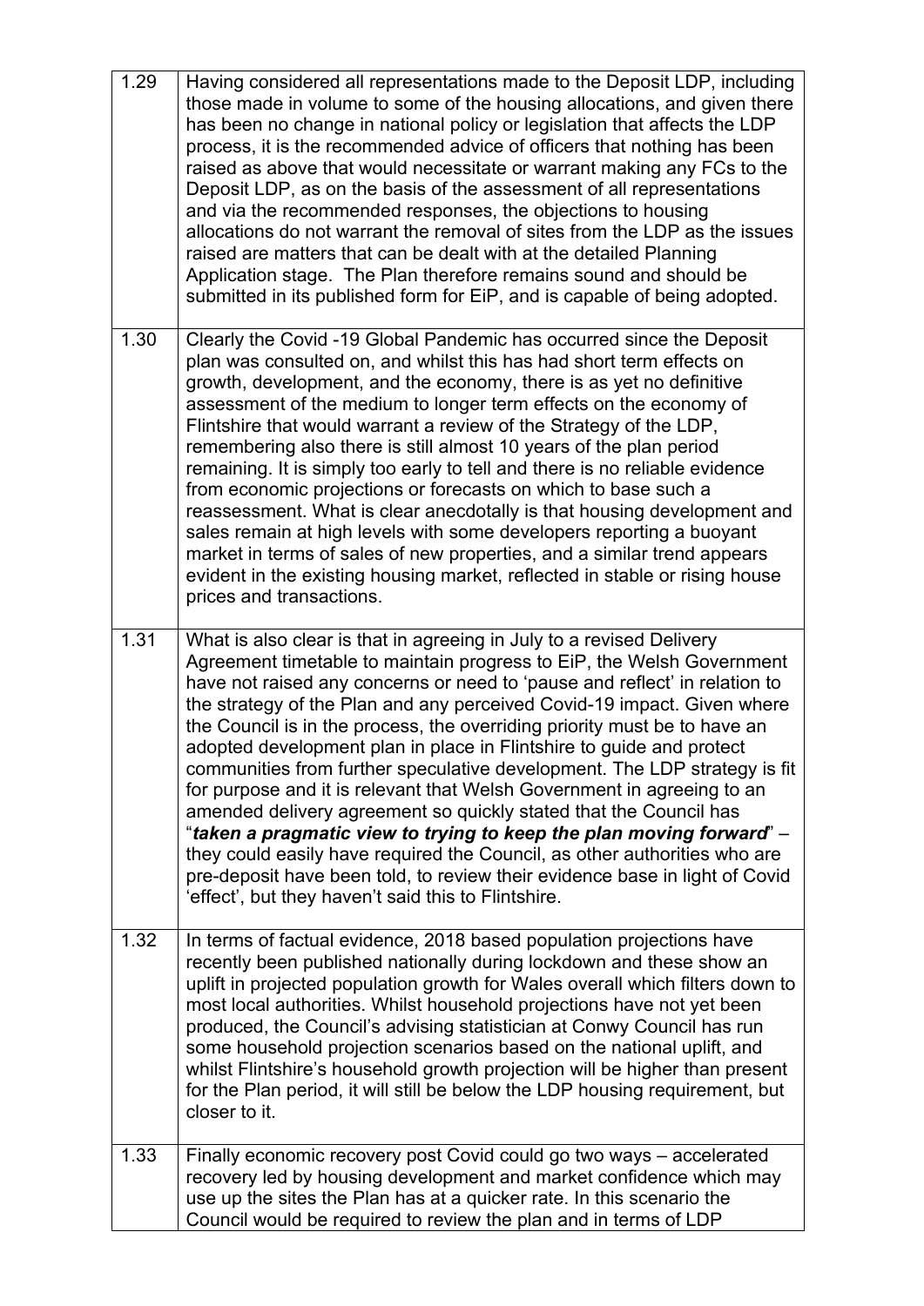| | |
|---|---|
| 1.29 | Having considered all representations made to the Deposit LDP, including those made in volume to some of the housing allocations, and given there has been no change in national policy or legislation that affects the LDP process, it is the recommended advice of officers that nothing has been raised as above that would necessitate or warrant making any FCs to the Deposit LDP, as on the basis of the assessment of all representations and via the recommended responses, the objections to housing allocations do not warrant the removal of sites from the LDP as the issues raised are matters that can be dealt with at the detailed Planning Application stage. The Plan therefore remains sound and should be submitted in its published form for EiP, and is capable of being adopted. |
| 1.30 | Clearly the Covid -19 Global Pandemic has occurred since the Deposit plan was consulted on, and whilst this has had short term effects on growth, development, and the economy, there is as yet no definitive assessment of the medium to longer term effects on the economy of Flintshire that would warrant a review of the Strategy of the LDP, remembering also there is still almost 10 years of the plan period remaining. It is simply too early to tell and there is no reliable evidence from economic projections or forecasts on which to base such a reassessment. What is clear anecdotally is that housing development and sales remain at high levels with some developers reporting a buoyant market in terms of sales of new properties, and a similar trend appears evident in the existing housing market, reflected in stable or rising house prices and transactions. |
| 1.31 | What is also clear is that in agreeing in July to a revised Delivery Agreement timetable to maintain progress to EiP, the Welsh Government have not raised any concerns or need to 'pause and reflect' in relation to the strategy of the Plan and any perceived Covid-19 impact. Given where the Council is in the process, the overriding priority must be to have an adopted development plan in place in Flintshire to guide and protect communities from further speculative development. The LDP strategy is fit for purpose and it is relevant that Welsh Government in agreeing to an amended delivery agreement so quickly stated that the Council has "***taken a pragmatic view to trying to keep the plan moving forward***" – they could easily have required the Council, as other authorities who are pre-deposit have been told, to review their evidence base in light of Covid 'effect', but they haven't said this to Flintshire. |
| 1.32 | In terms of factual evidence, 2018 based population projections have recently been published nationally during lockdown and these show an uplift in projected population growth for Wales overall which filters down to most local authorities. Whilst household projections have not yet been produced, the Council's advising statistician at Conwy Council has run some household projection scenarios based on the national uplift, and whilst Flintshire's household growth projection will be higher than present for the Plan period, it will still be below the LDP housing requirement, but closer to it. |
| 1.33 | Finally economic recovery post Covid could go two ways – accelerated recovery led by housing development and market confidence which may use up the sites the Plan has at a quicker rate. In this scenario the Council would be required to review the plan and in terms of LDP |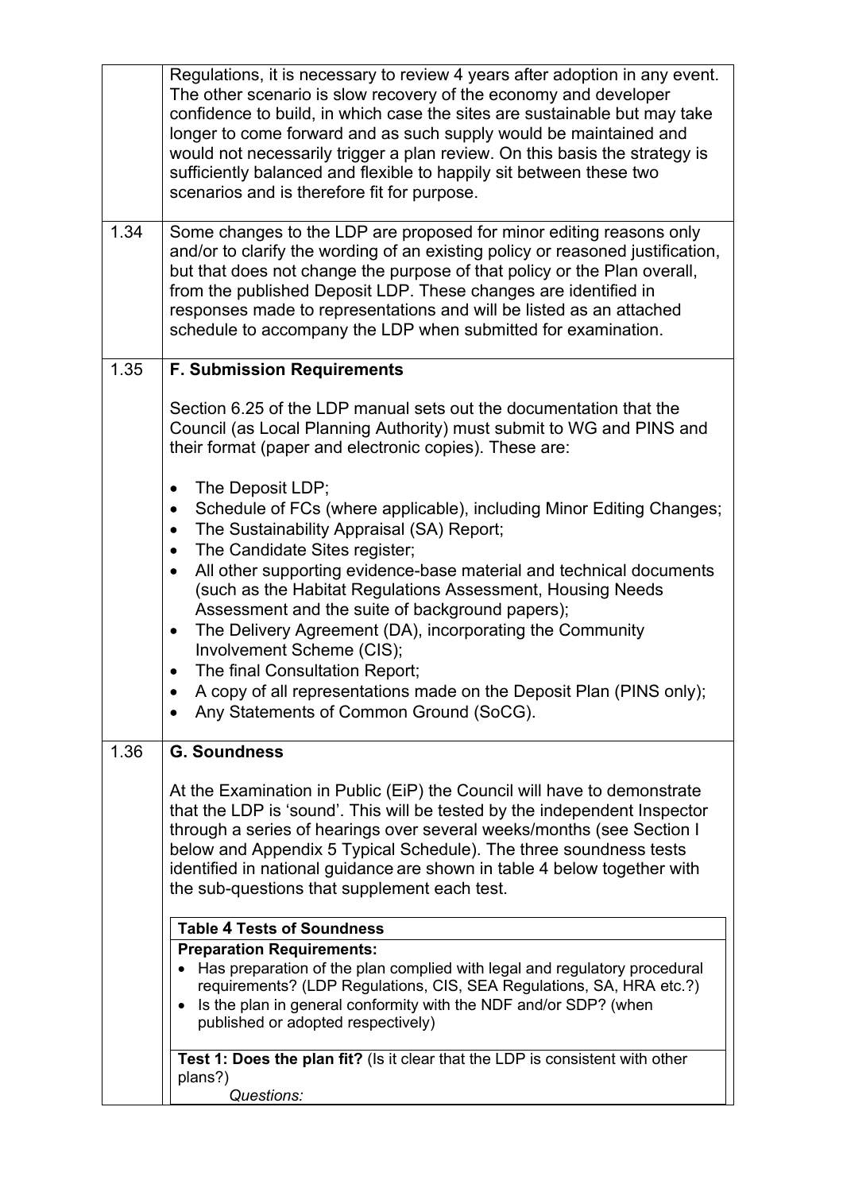| | |
|---|---|
| | Regulations, it is necessary to review 4 years after adoption in any event. The other scenario is slow recovery of the economy and developer confidence to build, in which case the sites are sustainable but may take longer to come forward and as such supply would be maintained and would not necessarily trigger a plan review. On this basis the strategy is sufficiently balanced and flexible to happily sit between these two scenarios and is therefore fit for purpose. |
| 1.34 | Some changes to the LDP are proposed for minor editing reasons only and/or to clarify the wording of an existing policy or reasoned justification, but that does not change the purpose of that policy or the Plan overall, from the published Deposit LDP. These changes are identified in responses made to representations and will be listed as an attached schedule to accompany the LDP when submitted for examination. |
| 1.35 | **F. Submission Requirements**<br><br>Section 6.25 of the LDP manual sets out the documentation that the Council (as Local Planning Authority) must submit to WG and PINS and their format (paper and electronic copies). These are:<br><br>• The Deposit LDP;<br>• Schedule of FCs (where applicable), including Minor Editing Changes;<br>• The Sustainability Appraisal (SA) Report;<br>• The Candidate Sites register;<br>• All other supporting evidence-base material and technical documents (such as the Habitat Regulations Assessment, Housing Needs Assessment and the suite of background papers);<br>• The Delivery Agreement (DA), incorporating the Community Involvement Scheme (CIS);<br>• The final Consultation Report;<br>• A copy of all representations made on the Deposit Plan (PINS only);<br>• Any Statements of Common Ground (SoCG). |
| 1.36 | **G. Soundness**<br><br>At the Examination in Public (EiP) the Council will have to demonstrate that the LDP is 'sound'. This will be tested by the independent Inspector through a series of hearings over several weeks/months (see Section I below and Appendix 5 Typical Schedule). The three soundness tests identified in national guidance are shown in table 4 below together with the sub-questions that supplement each test. |

| **Table 4 Tests of Soundness** |
|---|
| **Preparation Requirements:**<br>• Has preparation of the plan complied with legal and regulatory procedural requirements? (LDP Regulations, CIS, SEA Regulations, SA, HRA etc.?)<br>• Is the plan in general conformity with the NDF and/or SDP? (when published or adopted respectively) |
| **Test 1: Does the plan fit?** (Is it clear that the LDP is consistent with other plans?)<br>*Questions:* |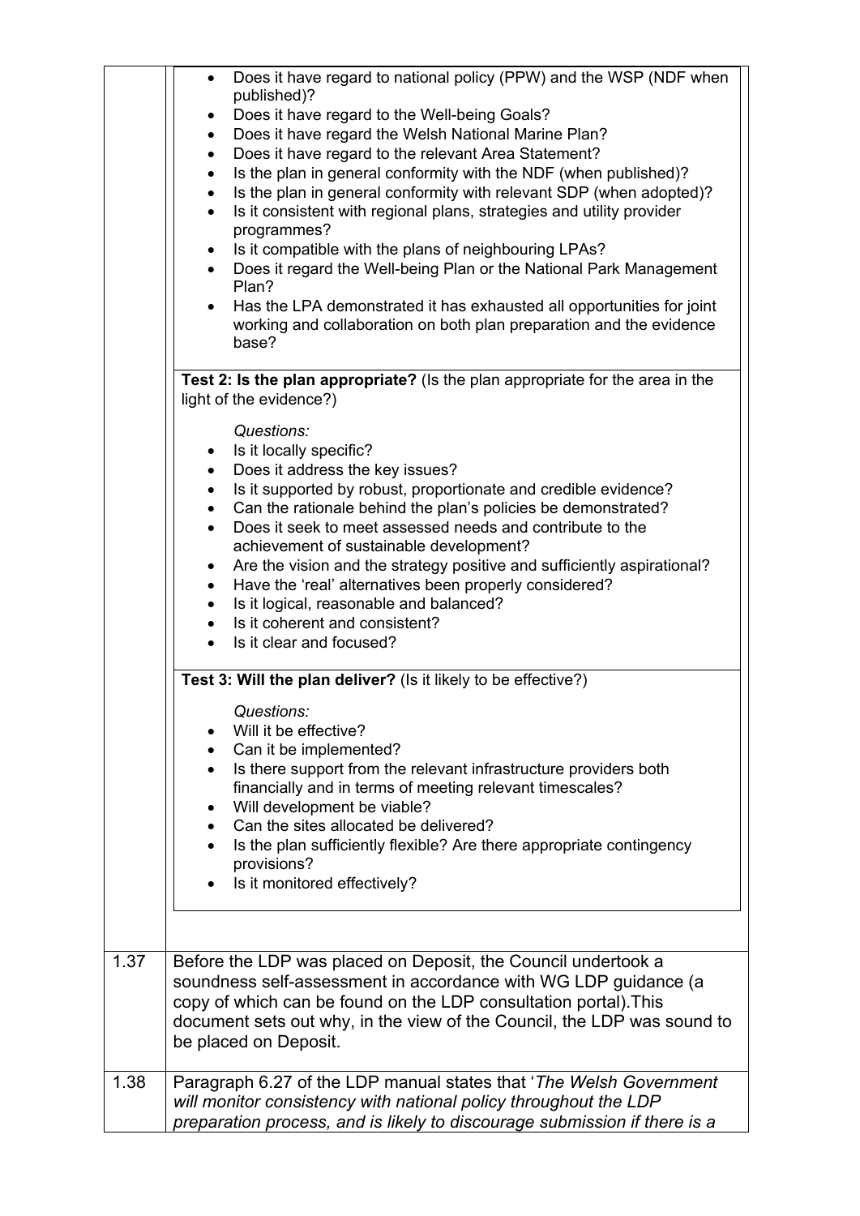| | |
|---|---|
| | • Does it have regard to national policy (PPW) and the WSP (NDF when published)?<br>• Does it have regard to the Well-being Goals?<br>• Does it have regard the Welsh National Marine Plan?<br>• Does it have regard to the relevant Area Statement?<br>• Is the plan in general conformity with the NDF (when published)?<br>• Is the plan in general conformity with relevant SDP (when adopted)?<br>• Is it consistent with regional plans, strategies and utility provider programmes?<br>• Is it compatible with the plans of neighbouring LPAs?<br>• Does it regard the Well-being Plan or the National Park Management Plan?<br>• Has the LPA demonstrated it has exhausted all opportunities for joint working and collaboration on both plan preparation and the evidence base?<br><br>**Test 2: Is the plan appropriate?** (Is the plan appropriate for the area in the light of the evidence?)<br><br>*Questions:*<br>• Is it locally specific?<br>• Does it address the key issues?<br>• Is it supported by robust, proportionate and credible evidence?<br>• Can the rationale behind the plan's policies be demonstrated?<br>• Does it seek to meet assessed needs and contribute to the achievement of sustainable development?<br>• Are the vision and the strategy positive and sufficiently aspirational?<br>• Have the 'real' alternatives been properly considered?<br>• Is it logical, reasonable and balanced?<br>• Is it coherent and consistent?<br>• Is it clear and focused?<br><br>**Test 3: Will the plan deliver?** (Is it likely to be effective?)<br><br>*Questions:*<br>• Will it be effective?<br>• Can it be implemented?<br>• Is there support from the relevant infrastructure providers both financially and in terms of meeting relevant timescales?<br>• Will development be viable?<br>• Can the sites allocated be delivered?<br>• Is the plan sufficiently flexible? Are there appropriate contingency provisions?<br>• Is it monitored effectively? |
| 1.37 | Before the LDP was placed on Deposit, the Council undertook a soundness self-assessment in accordance with WG LDP guidance (a copy of which can be found on the LDP consultation portal).This document sets out why, in the view of the Council, the LDP was sound to be placed on Deposit. |
| 1.38 | Paragraph 6.27 of the LDP manual states that '*The Welsh Government will monitor consistency with national policy throughout the LDP preparation process, and is likely to discourage submission if there is a* |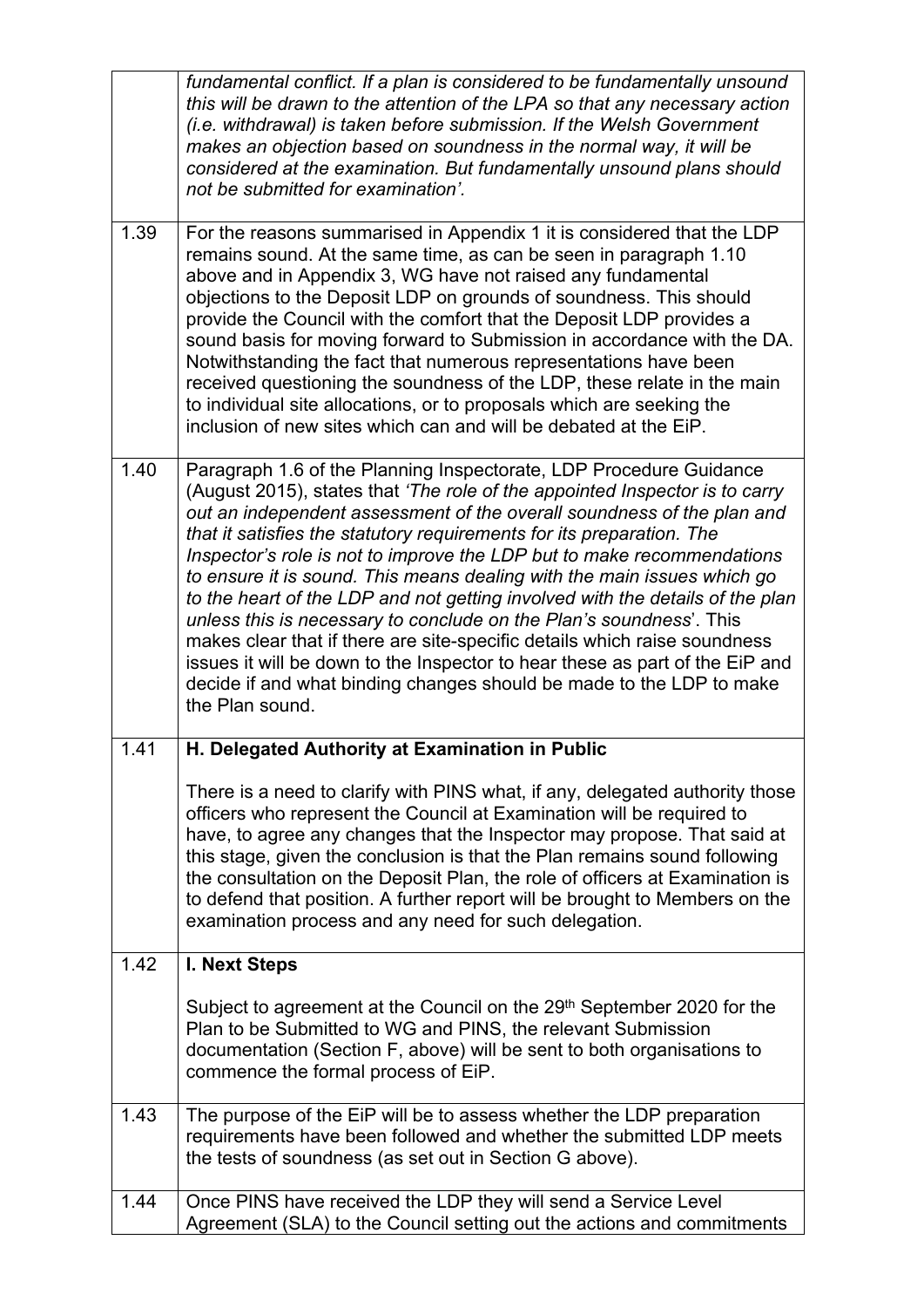| | |
|---|---|
| | *fundamental conflict. If a plan is considered to be fundamentally unsound this will be drawn to the attention of the LPA so that any necessary action (i.e. withdrawal) is taken before submission. If the Welsh Government makes an objection based on soundness in the normal way, it will be considered at the examination. But fundamentally unsound plans should not be submitted for examination'.* |
| 1.39 | For the reasons summarised in Appendix 1 it is considered that the LDP remains sound. At the same time, as can be seen in paragraph 1.10 above and in Appendix 3, WG have not raised any fundamental objections to the Deposit LDP on grounds of soundness. This should provide the Council with the comfort that the Deposit LDP provides a sound basis for moving forward to Submission in accordance with the DA. Notwithstanding the fact that numerous representations have been received questioning the soundness of the LDP, these relate in the main to individual site allocations, or to proposals which are seeking the inclusion of new sites which can and will be debated at the EiP. |
| 1.40 | Paragraph 1.6 of the Planning Inspectorate, LDP Procedure Guidance (August 2015), states that *'The role of the appointed Inspector is to carry out an independent assessment of the overall soundness of the plan and that it satisfies the statutory requirements for its preparation. The Inspector's role is not to improve the LDP but to make recommendations to ensure it is sound. This means dealing with the main issues which go to the heart of the LDP and not getting involved with the details of the plan unless this is necessary to conclude on the Plan's soundness*'. This makes clear that if there are site-specific details which raise soundness issues it will be down to the Inspector to hear these as part of the EiP and decide if and what binding changes should be made to the LDP to make the Plan sound. |
| 1.41 | **H. Delegated Authority at Examination in Public**<br><br>There is a need to clarify with PINS what, if any, delegated authority those officers who represent the Council at Examination will be required to have, to agree any changes that the Inspector may propose. That said at this stage, given the conclusion is that the Plan remains sound following the consultation on the Deposit Plan, the role of officers at Examination is to defend that position. A further report will be brought to Members on the examination process and any need for such delegation. |
| 1.42 | **I. Next Steps**<br><br>Subject to agreement at the Council on the 29th September 2020 for the Plan to be Submitted to WG and PINS, the relevant Submission documentation (Section F, above) will be sent to both organisations to commence the formal process of EiP. |
| 1.43 | The purpose of the EiP will be to assess whether the LDP preparation requirements have been followed and whether the submitted LDP meets the tests of soundness (as set out in Section G above). |
| 1.44 | Once PINS have received the LDP they will send a Service Level Agreement (SLA) to the Council setting out the actions and commitments |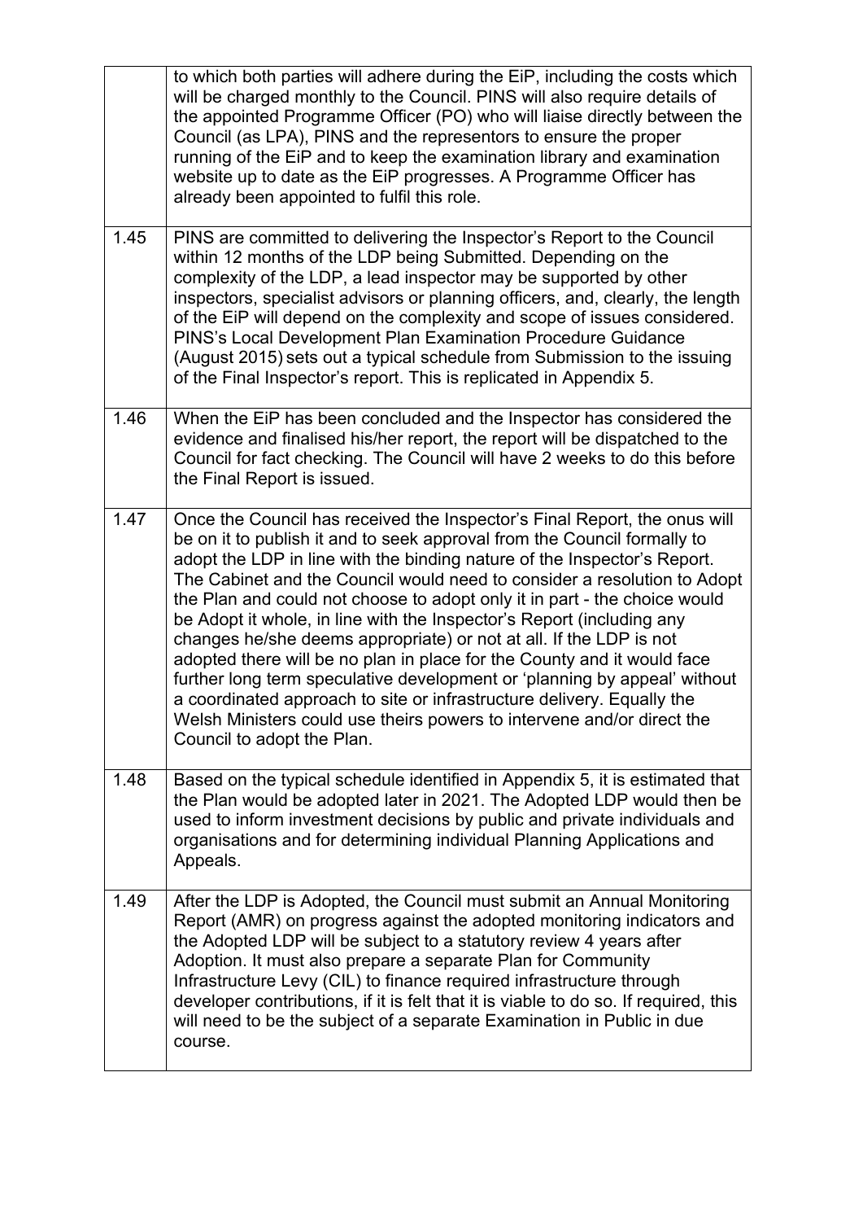| | |
|---|---|
| | to which both parties will adhere during the EiP, including the costs which will be charged monthly to the Council. PINS will also require details of the appointed Programme Officer (PO) who will liaise directly between the Council (as LPA), PINS and the representors to ensure the proper running of the EiP and to keep the examination library and examination website up to date as the EiP progresses. A Programme Officer has already been appointed to fulfil this role. |
| 1.45 | PINS are committed to delivering the Inspector's Report to the Council within 12 months of the LDP being Submitted. Depending on the complexity of the LDP, a lead inspector may be supported by other inspectors, specialist advisors or planning officers, and, clearly, the length of the EiP will depend on the complexity and scope of issues considered. PINS's Local Development Plan Examination Procedure Guidance (August 2015) sets out a typical schedule from Submission to the issuing of the Final Inspector's report. This is replicated in Appendix 5. |
| 1.46 | When the EiP has been concluded and the Inspector has considered the evidence and finalised his/her report, the report will be dispatched to the Council for fact checking. The Council will have 2 weeks to do this before the Final Report is issued. |
| 1.47 | Once the Council has received the Inspector's Final Report, the onus will be on it to publish it and to seek approval from the Council formally to adopt the LDP in line with the binding nature of the Inspector's Report. The Cabinet and the Council would need to consider a resolution to Adopt the Plan and could not choose to adopt only it in part - the choice would be Adopt it whole, in line with the Inspector's Report (including any changes he/she deems appropriate) or not at all. If the LDP is not adopted there will be no plan in place for the County and it would face further long term speculative development or 'planning by appeal' without a coordinated approach to site or infrastructure delivery. Equally the Welsh Ministers could use theirs powers to intervene and/or direct the Council to adopt the Plan. |
| 1.48 | Based on the typical schedule identified in Appendix 5, it is estimated that the Plan would be adopted later in 2021. The Adopted LDP would then be used to inform investment decisions by public and private individuals and organisations and for determining individual Planning Applications and Appeals. |
| 1.49 | After the LDP is Adopted, the Council must submit an Annual Monitoring Report (AMR) on progress against the adopted monitoring indicators and the Adopted LDP will be subject to a statutory review 4 years after Adoption. It must also prepare a separate Plan for Community Infrastructure Levy (CIL) to finance required infrastructure through developer contributions, if it is felt that it is viable to do so. If required, this will need to be the subject of a separate Examination in Public in due course. |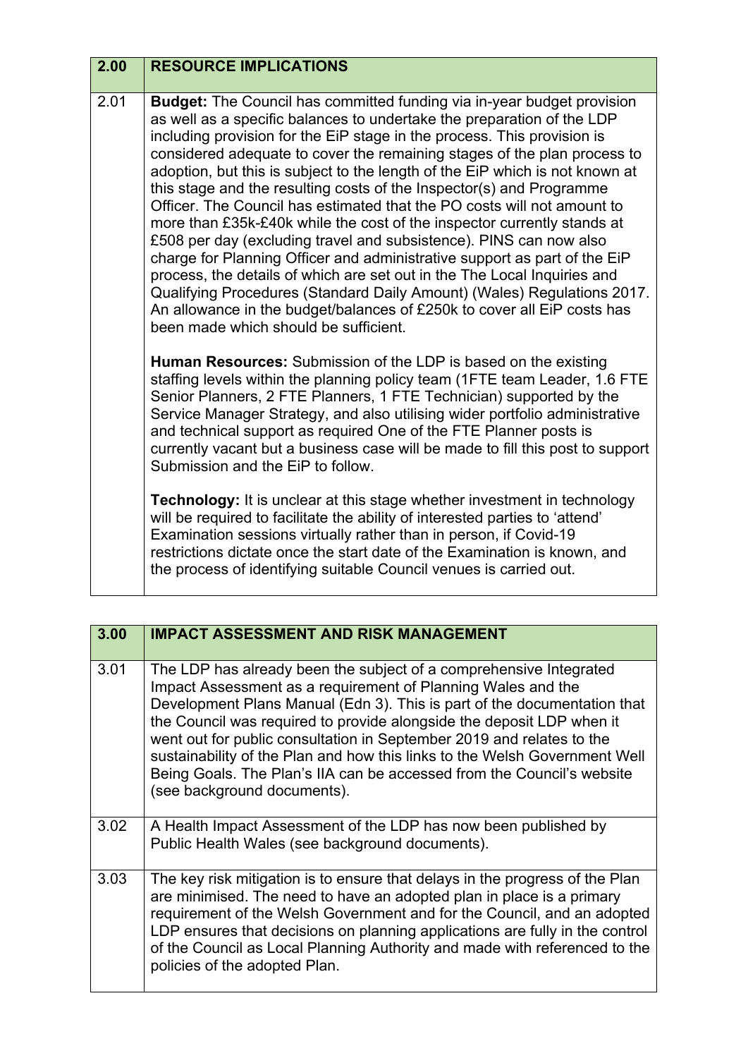| 2.00 | RESOURCE IMPLICATIONS |
|---|---|
| 2.01 | **Budget:** The Council has committed funding via in-year budget provision as well as a specific balances to undertake the preparation of the LDP including provision for the EiP stage in the process. This provision is considered adequate to cover the remaining stages of the plan process to adoption, but this is subject to the length of the EiP which is not known at this stage and the resulting costs of the Inspector(s) and Programme Officer. The Council has estimated that the PO costs will not amount to more than £35k-£40k while the cost of the inspector currently stands at £508 per day (excluding travel and subsistence). PINS can now also charge for Planning Officer and administrative support as part of the EiP process, the details of which are set out in the The Local Inquiries and Qualifying Procedures (Standard Daily Amount) (Wales) Regulations 2017. An allowance in the budget/balances of £250k to cover all EiP costs has been made which should be sufficient.<br><br>**Human Resources:** Submission of the LDP is based on the existing staffing levels within the planning policy team (1FTE team Leader, 1.6 FTE Senior Planners, 2 FTE Planners, 1 FTE Technician) supported by the Service Manager Strategy, and also utilising wider portfolio administrative and technical support as required One of the FTE Planner posts is currently vacant but a business case will be made to fill this post to support Submission and the EiP to follow.<br><br>**Technology:** It is unclear at this stage whether investment in technology will be required to facilitate the ability of interested parties to 'attend' Examination sessions virtually rather than in person, if Covid-19 restrictions dictate once the start date of the Examination is known, and the process of identifying suitable Council venues is carried out. |

| 3.00 | IMPACT ASSESSMENT AND RISK MANAGEMENT |
|---|---|
| 3.01 | The LDP has already been the subject of a comprehensive Integrated Impact Assessment as a requirement of Planning Wales and the Development Plans Manual (Edn 3). This is part of the documentation that the Council was required to provide alongside the deposit LDP when it went out for public consultation in September 2019 and relates to the sustainability of the Plan and how this links to the Welsh Government Well Being Goals. The Plan's IIA can be accessed from the Council's website (see background documents). |
| 3.02 | A Health Impact Assessment of the LDP has now been published by Public Health Wales (see background documents). |
| 3.03 | The key risk mitigation is to ensure that delays in the progress of the Plan are minimised. The need to have an adopted plan in place is a primary requirement of the Welsh Government and for the Council, and an adopted LDP ensures that decisions on planning applications are fully in the control of the Council as Local Planning Authority and made with referenced to the policies of the adopted Plan. |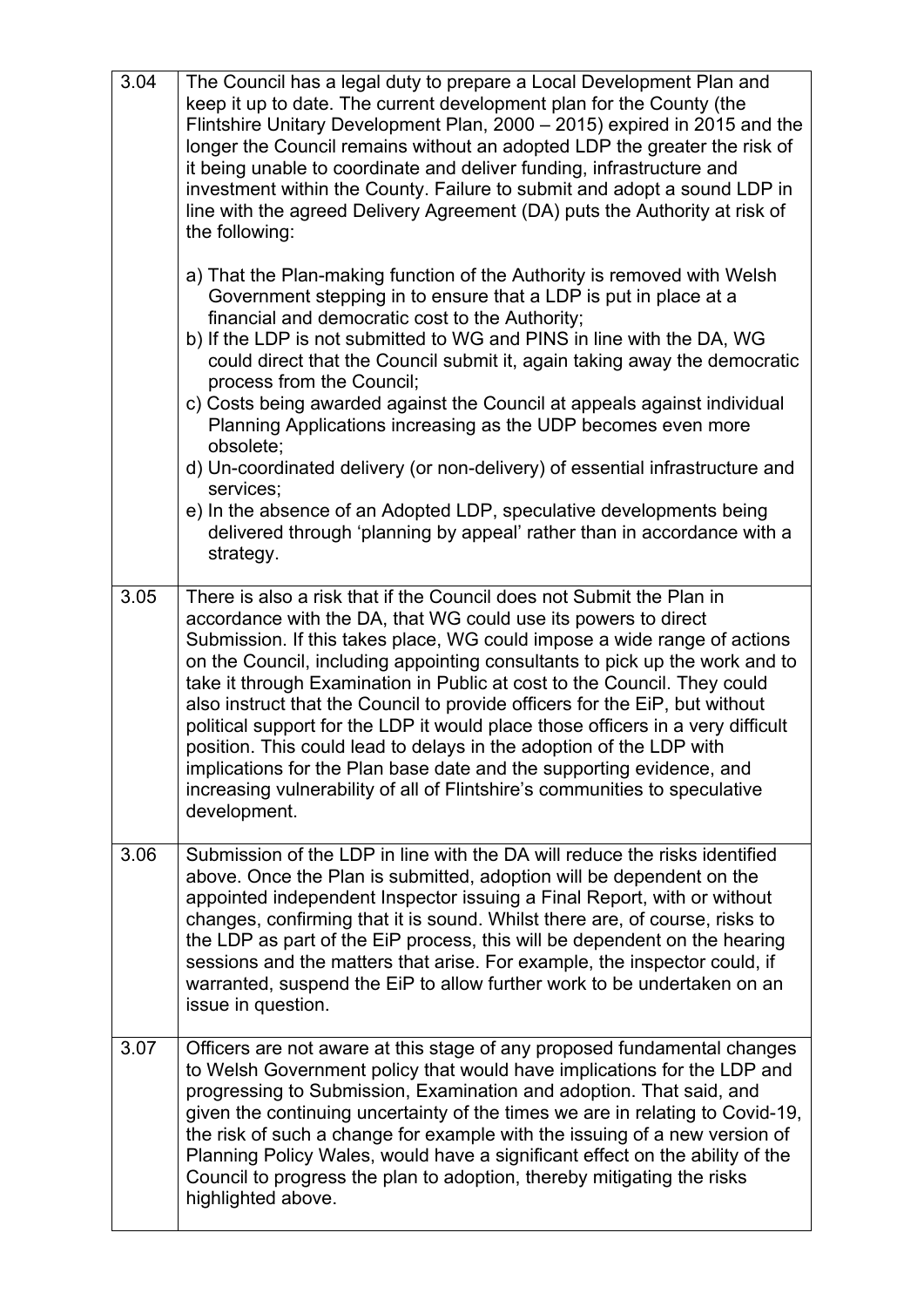| | |
|---|---|
| 3.04 | The Council has a legal duty to prepare a Local Development Plan and keep it up to date. The current development plan for the County (the Flintshire Unitary Development Plan, 2000 – 2015) expired in 2015 and the longer the Council remains without an adopted LDP the greater the risk of it being unable to coordinate and deliver funding, infrastructure and investment within the County. Failure to submit and adopt a sound LDP in line with the agreed Delivery Agreement (DA) puts the Authority at risk of the following:<br><br>a) That the Plan-making function of the Authority is removed with Welsh Government stepping in to ensure that a LDP is put in place at a financial and democratic cost to the Authority;<br>b) If the LDP is not submitted to WG and PINS in line with the DA, WG could direct that the Council submit it, again taking away the democratic process from the Council;<br>c) Costs being awarded against the Council at appeals against individual Planning Applications increasing as the UDP becomes even more obsolete;<br>d) Un-coordinated delivery (or non-delivery) of essential infrastructure and services;<br>e) In the absence of an Adopted LDP, speculative developments being delivered through 'planning by appeal' rather than in accordance with a strategy. |
| 3.05 | There is also a risk that if the Council does not Submit the Plan in accordance with the DA, that WG could use its powers to direct Submission. If this takes place, WG could impose a wide range of actions on the Council, including appointing consultants to pick up the work and to take it through Examination in Public at cost to the Council. They could also instruct that the Council to provide officers for the EiP, but without political support for the LDP it would place those officers in a very difficult position. This could lead to delays in the adoption of the LDP with implications for the Plan base date and the supporting evidence, and increasing vulnerability of all of Flintshire's communities to speculative development. |
| 3.06 | Submission of the LDP in line with the DA will reduce the risks identified above. Once the Plan is submitted, adoption will be dependent on the appointed independent Inspector issuing a Final Report, with or without changes, confirming that it is sound. Whilst there are, of course, risks to the LDP as part of the EiP process, this will be dependent on the hearing sessions and the matters that arise. For example, the inspector could, if warranted, suspend the EiP to allow further work to be undertaken on an issue in question. |
| 3.07 | Officers are not aware at this stage of any proposed fundamental changes to Welsh Government policy that would have implications for the LDP and progressing to Submission, Examination and adoption. That said, and given the continuing uncertainty of the times we are in relating to Covid-19, the risk of such a change for example with the issuing of a new version of Planning Policy Wales, would have a significant effect on the ability of the Council to progress the plan to adoption, thereby mitigating the risks highlighted above. |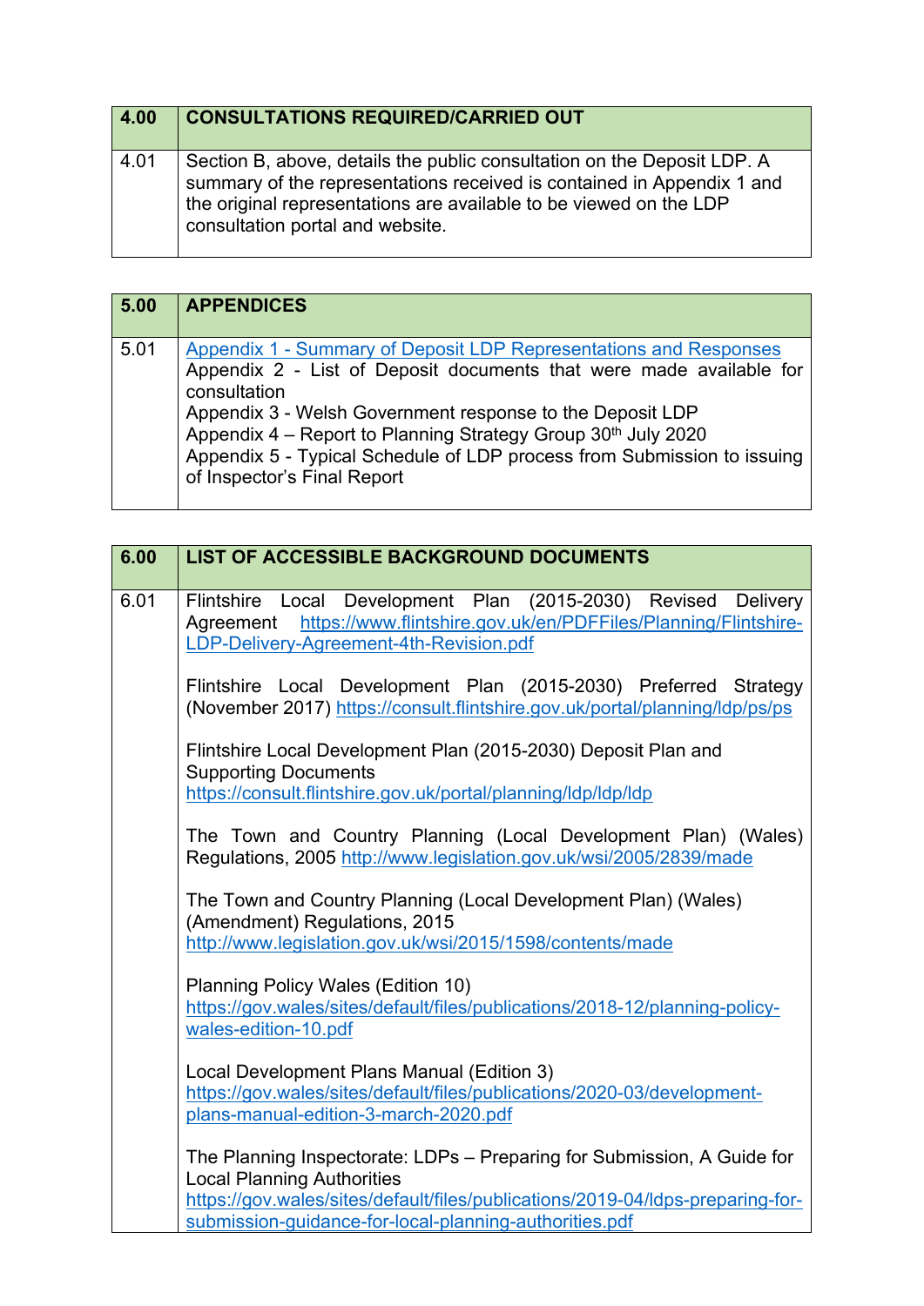| 4.00 | CONSULTATIONS REQUIRED/CARRIED OUT |
|---|---|
| 4.01 | Section B, above, details the public consultation on the Deposit LDP. A summary of the representations received is contained in Appendix 1 and the original representations are available to be viewed on the LDP consultation portal and website. |

| 5.00 | APPENDICES |
|---|---|
| 5.01 | Appendix 1 - Summary of Deposit LDP Representations and Responses<br>Appendix 2 - List of Deposit documents that were made available for consultation<br>Appendix 3 - Welsh Government response to the Deposit LDP<br>Appendix 4 – Report to Planning Strategy Group 30th July 2020<br>Appendix 5 - Typical Schedule of LDP process from Submission to issuing of Inspector's Final Report |

| 6.00 | LIST OF ACCESSIBLE BACKGROUND DOCUMENTS |
|---|---|
| 6.01 | Flintshire Local Development Plan (2015-2030) Revised Delivery Agreement https://www.flintshire.gov.uk/en/PDFFiles/Planning/Flintshire-LDP-Delivery-Agreement-4th-Revision.pdf<br><br>Flintshire Local Development Plan (2015-2030) Preferred Strategy (November 2017) https://consult.flintshire.gov.uk/portal/planning/ldp/ps/ps<br><br>Flintshire Local Development Plan (2015-2030) Deposit Plan and Supporting Documents https://consult.flintshire.gov.uk/portal/planning/ldp/ldp/ldp<br><br>The Town and Country Planning (Local Development Plan) (Wales) Regulations, 2005 http://www.legislation.gov.uk/wsi/2005/2839/made<br><br>The Town and Country Planning (Local Development Plan) (Wales) (Amendment) Regulations, 2015 http://www.legislation.gov.uk/wsi/2015/1598/contents/made<br><br>Planning Policy Wales (Edition 10) https://gov.wales/sites/default/files/publications/2018-12/planning-policy-wales-edition-10.pdf<br><br>Local Development Plans Manual (Edition 3) https://gov.wales/sites/default/files/publications/2020-03/development-plans-manual-edition-3-march-2020.pdf<br><br>The Planning Inspectorate: LDPs – Preparing for Submission, A Guide for Local Planning Authorities https://gov.wales/sites/default/files/publications/2019-04/ldps-preparing-for-submission-guidance-for-local-planning-authorities.pdf |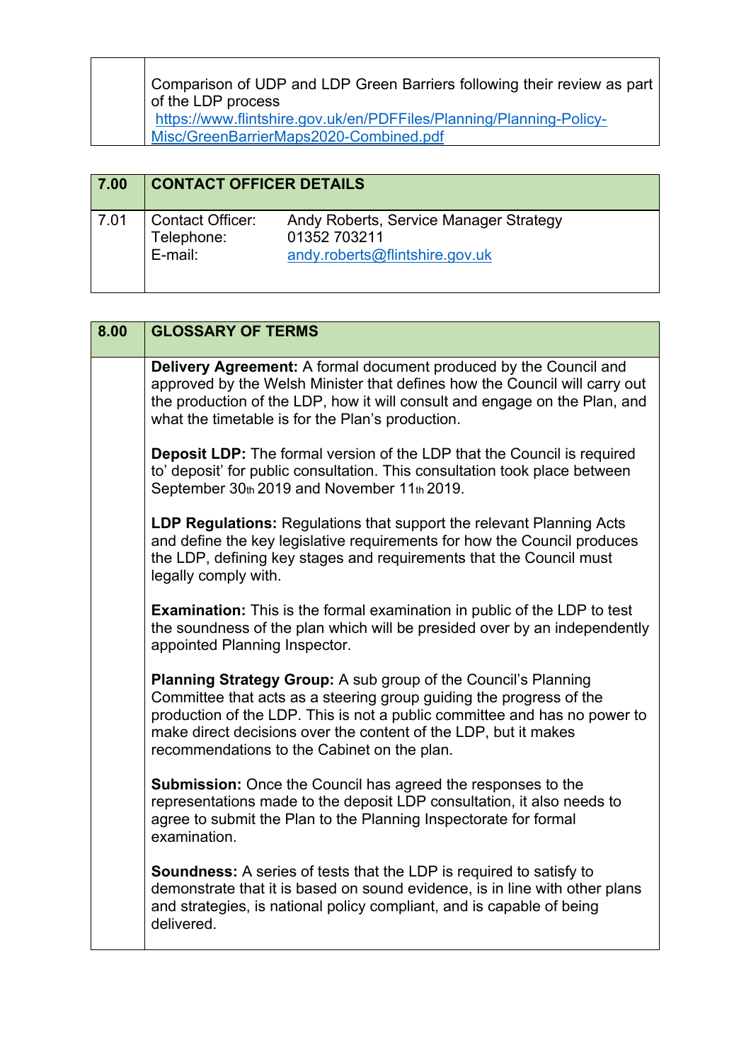| | |
|---|---|
| | Comparison of UDP and LDP Green Barriers following their review as part of the LDP process https://www.flintshire.gov.uk/en/PDFFiles/Planning/Planning-Policy-Misc/GreenBarrierMaps2020-Combined.pdf |

| 7.00 | CONTACT OFFICER DETAILS |
|---|---|
| 7.01 | Contact Officer: Andy Roberts, Service Manager Strategy<br>Telephone: 01352 703211<br>E-mail: andy.roberts@flintshire.gov.uk |

| 8.00 | GLOSSARY OF TERMS |
|---|---|
| | **Delivery Agreement:** A formal document produced by the Council and approved by the Welsh Minister that defines how the Council will carry out the production of the LDP, how it will consult and engage on the Plan, and what the timetable is for the Plan's production.<br><br>**Deposit LDP:** The formal version of the LDP that the Council is required to' deposit' for public consultation. This consultation took place between September 30th 2019 and November 11th 2019.<br><br>**LDP Regulations:** Regulations that support the relevant Planning Acts and define the key legislative requirements for how the Council produces the LDP, defining key stages and requirements that the Council must legally comply with.<br><br>**Examination:** This is the formal examination in public of the LDP to test the soundness of the plan which will be presided over by an independently appointed Planning Inspector.<br><br>**Planning Strategy Group:** A sub group of the Council's Planning Committee that acts as a steering group guiding the progress of the production of the LDP. This is not a public committee and has no power to make direct decisions over the content of the LDP, but it makes recommendations to the Cabinet on the plan.<br><br>**Submission:** Once the Council has agreed the responses to the representations made to the deposit LDP consultation, it also needs to agree to submit the Plan to the Planning Inspectorate for formal examination.<br><br>**Soundness:** A series of tests that the LDP is required to satisfy to demonstrate that it is based on sound evidence, is in line with other plans and strategies, is national policy compliant, and is capable of being delivered. |